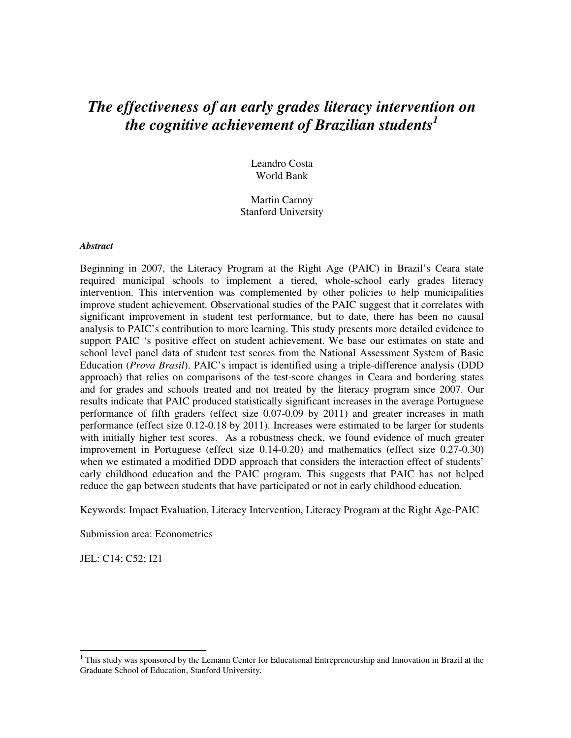# *The effectiveness of an early grades literacy intervention on the cognitive achievement of Brazilian students*[1]

Leandro Costa
World Bank

Martin Carnoy
Stanford University

***Abstract***

Beginning in 2007, the Literacy Program at the Right Age (PAIC) in Brazil's Ceara state required municipal schools to implement a tiered, whole-school early grades literacy intervention. This intervention was complemented by other policies to help municipalities improve student achievement. Observational studies of the PAIC suggest that it correlates with significant improvement in student test performance, but to date, there has been no causal analysis to PAIC's contribution to more learning. This study presents more detailed evidence to support PAIC 's positive effect on student achievement. We base our estimates on state and school level panel data of student test scores from the National Assessment System of Basic Education (*Prova Brasil*). PAIC's impact is identified using a triple-difference analysis (DDD approach) that relies on comparisons of the test-score changes in Ceara and bordering states and for grades and schools treated and not treated by the literacy program since 2007. Our results indicate that PAIC produced statistically significant increases in the average Portuguese performance of fifth graders (effect size 0.07-0.09 by 2011) and greater increases in math performance (effect size 0.12-0.18 by 2011). Increases were estimated to be larger for students with initially higher test scores. As a robustness check, we found evidence of much greater improvement in Portuguese (effect size 0.14-0.20) and mathematics (effect size 0.27-0.30) when we estimated a modified DDD approach that considers the interaction effect of students' early childhood education and the PAIC program. This suggests that PAIC has not helped reduce the gap between students that have participated or not in early childhood education.

Keywords: Impact Evaluation, Literacy Intervention, Literacy Program at the Right Age-PAIC

Submission area: Econometrics

JEL: C14; C52; I21

---

[1] This study was sponsored by the Lemann Center for Educational Entrepreneurship and Innovation in Brazil at the Graduate School of Education, Stanford University.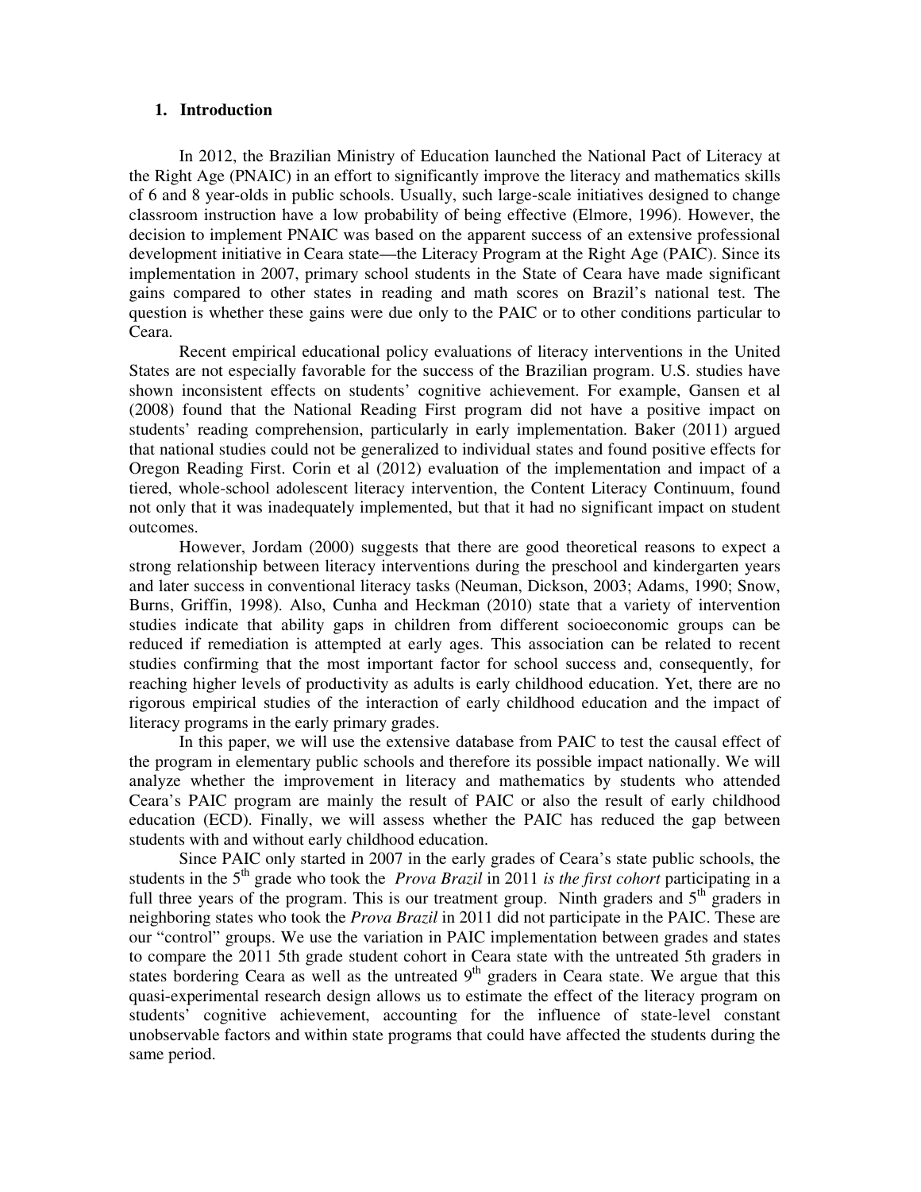## 1. Introduction

In 2012, the Brazilian Ministry of Education launched the National Pact of Literacy at the Right Age (PNAIC) in an effort to significantly improve the literacy and mathematics skills of 6 and 8 year-olds in public schools. Usually, such large-scale initiatives designed to change classroom instruction have a low probability of being effective (Elmore, 1996). However, the decision to implement PNAIC was based on the apparent success of an extensive professional development initiative in Ceara state—the Literacy Program at the Right Age (PAIC). Since its implementation in 2007, primary school students in the State of Ceara have made significant gains compared to other states in reading and math scores on Brazil's national test. The question is whether these gains were due only to the PAIC or to other conditions particular to Ceara.

Recent empirical educational policy evaluations of literacy interventions in the United States are not especially favorable for the success of the Brazilian program. U.S. studies have shown inconsistent effects on students' cognitive achievement. For example, Gansen et al (2008) found that the National Reading First program did not have a positive impact on students' reading comprehension, particularly in early implementation. Baker (2011) argued that national studies could not be generalized to individual states and found positive effects for Oregon Reading First. Corin et al (2012) evaluation of the implementation and impact of a tiered, whole-school adolescent literacy intervention, the Content Literacy Continuum, found not only that it was inadequately implemented, but that it had no significant impact on student outcomes.

However, Jordam (2000) suggests that there are good theoretical reasons to expect a strong relationship between literacy interventions during the preschool and kindergarten years and later success in conventional literacy tasks (Neuman, Dickson, 2003; Adams, 1990; Snow, Burns, Griffin, 1998). Also, Cunha and Heckman (2010) state that a variety of intervention studies indicate that ability gaps in children from different socioeconomic groups can be reduced if remediation is attempted at early ages. This association can be related to recent studies confirming that the most important factor for school success and, consequently, for reaching higher levels of productivity as adults is early childhood education. Yet, there are no rigorous empirical studies of the interaction of early childhood education and the impact of literacy programs in the early primary grades.

In this paper, we will use the extensive database from PAIC to test the causal effect of the program in elementary public schools and therefore its possible impact nationally. We will analyze whether the improvement in literacy and mathematics by students who attended Ceara's PAIC program are mainly the result of PAIC or also the result of early childhood education (ECD). Finally, we will assess whether the PAIC has reduced the gap between students with and without early childhood education.

Since PAIC only started in 2007 in the early grades of Ceara's state public schools, the students in the 5$^{th}$ grade who took the *Prova Brazil* in 2011 *is the first cohort* participating in a full three years of the program. This is our treatment group. Ninth graders and 5$^{th}$ graders in neighboring states who took the *Prova Brazil* in 2011 did not participate in the PAIC. These are our "control" groups. We use the variation in PAIC implementation between grades and states to compare the 2011 5th grade student cohort in Ceara state with the untreated 5th graders in states bordering Ceara as well as the untreated 9$^{th}$ graders in Ceara state. We argue that this quasi-experimental research design allows us to estimate the effect of the literacy program on students' cognitive achievement, accounting for the influence of state-level constant unobservable factors and within state programs that could have affected the students during the same period.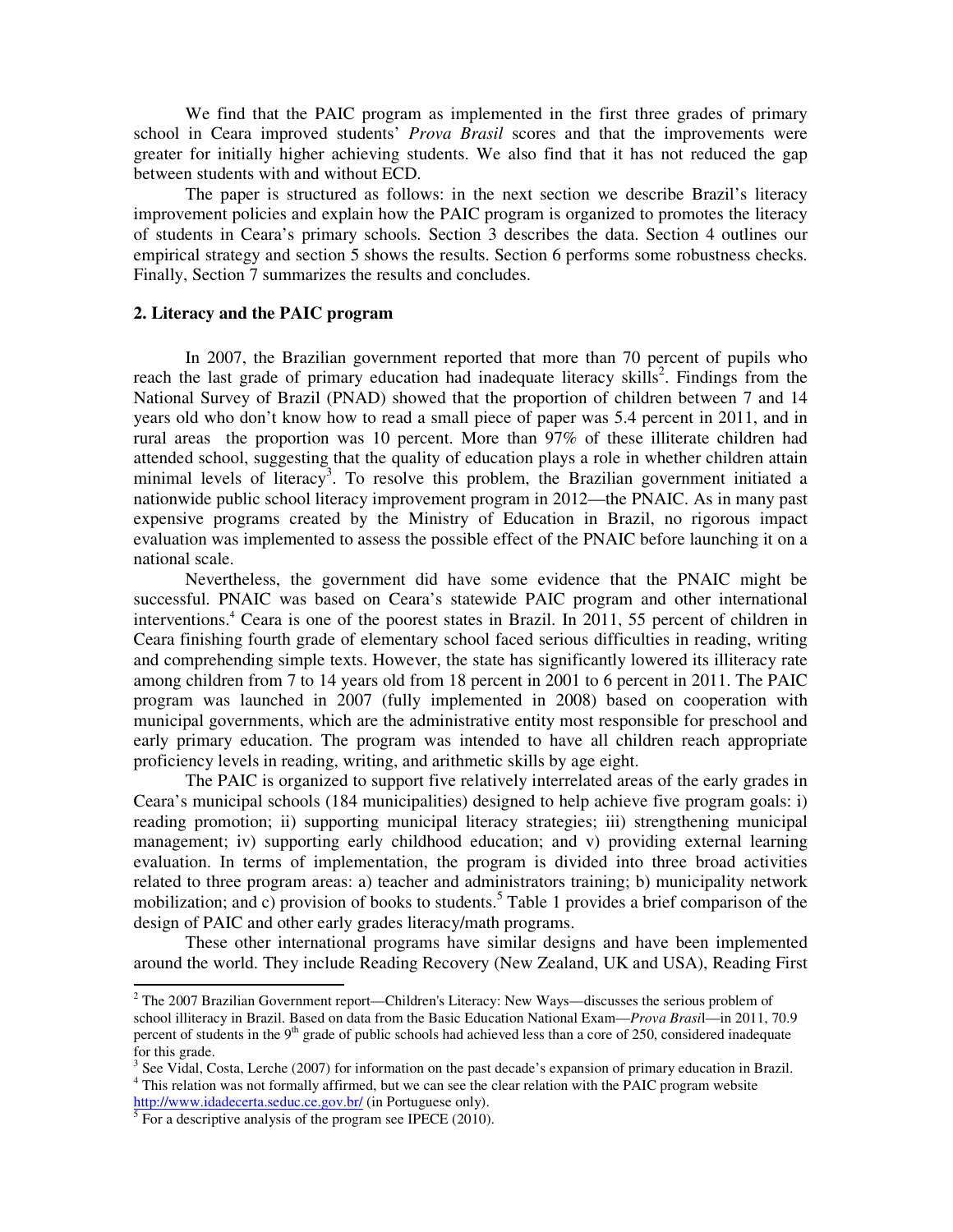We find that the PAIC program as implemented in the first three grades of primary school in Ceara improved students' *Prova Brasil* scores and that the improvements were greater for initially higher achieving students. We also find that it has not reduced the gap between students with and without ECD.

The paper is structured as follows: in the next section we describe Brazil's literacy improvement policies and explain how the PAIC program is organized to promotes the literacy of students in Ceara's primary schools. Section 3 describes the data. Section 4 outlines our empirical strategy and section 5 shows the results. Section 6 performs some robustness checks. Finally, Section 7 summarizes the results and concludes.

## 2. Literacy and the PAIC program

In 2007, the Brazilian government reported that more than 70 percent of pupils who reach the last grade of primary education had inadequate literacy skills[2]. Findings from the National Survey of Brazil (PNAD) showed that the proportion of children between 7 and 14 years old who don't know how to read a small piece of paper was 5.4 percent in 2011, and in rural areas the proportion was 10 percent. More than 97% of these illiterate children had attended school, suggesting that the quality of education plays a role in whether children attain minimal levels of literacy[3]. To resolve this problem, the Brazilian government initiated a nationwide public school literacy improvement program in 2012—the PNAIC. As in many past expensive programs created by the Ministry of Education in Brazil, no rigorous impact evaluation was implemented to assess the possible effect of the PNAIC before launching it on a national scale.

Nevertheless, the government did have some evidence that the PNAIC might be successful. PNAIC was based on Ceara's statewide PAIC program and other international interventions.[4] Ceara is one of the poorest states in Brazil. In 2011, 55 percent of children in Ceara finishing fourth grade of elementary school faced serious difficulties in reading, writing and comprehending simple texts. However, the state has significantly lowered its illiteracy rate among children from 7 to 14 years old from 18 percent in 2001 to 6 percent in 2011. The PAIC program was launched in 2007 (fully implemented in 2008) based on cooperation with municipal governments, which are the administrative entity most responsible for preschool and early primary education. The program was intended to have all children reach appropriate proficiency levels in reading, writing, and arithmetic skills by age eight.

The PAIC is organized to support five relatively interrelated areas of the early grades in Ceara's municipal schools (184 municipalities) designed to help achieve five program goals: i) reading promotion; ii) supporting municipal literacy strategies; iii) strengthening municipal management; iv) supporting early childhood education; and v) providing external learning evaluation. In terms of implementation, the program is divided into three broad activities related to three program areas: a) teacher and administrators training; b) municipality network mobilization; and c) provision of books to students.[5] Table 1 provides a brief comparison of the design of PAIC and other early grades literacy/math programs.

These other international programs have similar designs and have been implemented around the world. They include Reading Recovery (New Zealand, UK and USA), Reading First

---

[2] The 2007 Brazilian Government report—Children's Literacy: New Ways—discusses the serious problem of school illiteracy in Brazil. Based on data from the Basic Education National Exam—*Prova Brasil*—in 2011, 70.9 percent of students in the 9th grade of public schools had achieved less than a core of 250, considered inadequate for this grade.

[3] See Vidal, Costa, Lerche (2007) for information on the past decade's expansion of primary education in Brazil.

[4] This relation was not formally affirmed, but we can see the clear relation with the PAIC program website http://www.idadecerta.seduc.ce.gov.br/ (in Portuguese only).

[5] For a descriptive analysis of the program see IPECE (2010).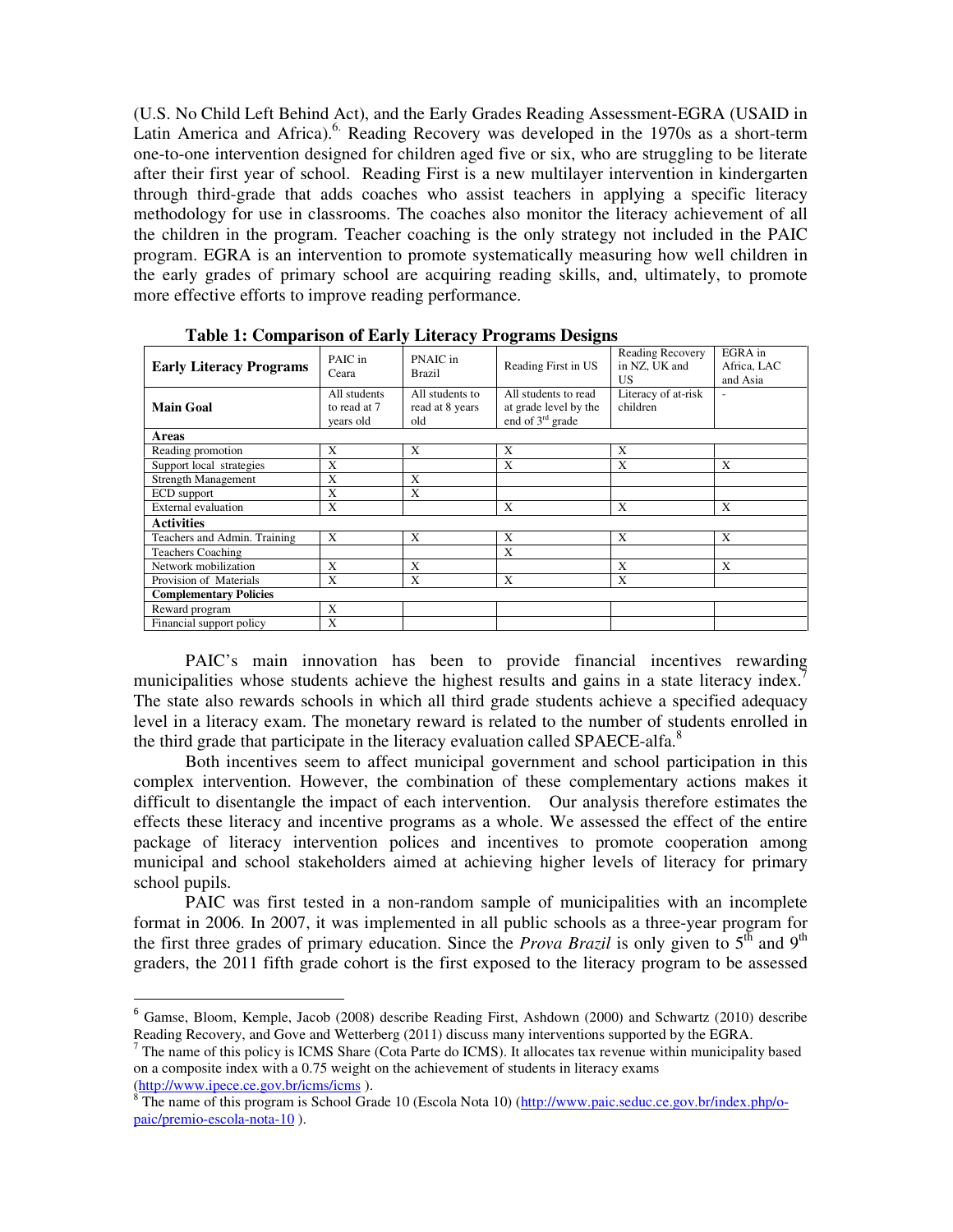(U.S. No Child Left Behind Act), and the Early Grades Reading Assessment-EGRA (USAID in Latin America and Africa).[6] Reading Recovery was developed in the 1970s as a short-term one-to-one intervention designed for children aged five or six, who are struggling to be literate after their first year of school. Reading First is a new multilayer intervention in kindergarten through third-grade that adds coaches who assist teachers in applying a specific literacy methodology for use in classrooms. The coaches also monitor the literacy achievement of all the children in the program. Teacher coaching is the only strategy not included in the PAIC program. EGRA is an intervention to promote systematically measuring how well children in the early grades of primary school are acquiring reading skills, and, ultimately, to promote more effective efforts to improve reading performance.

**Table 1: Comparison of Early Literacy Programs Designs**

| **Early Literacy Programs** | PAIC in Ceara | PNAIC in Brazil | Reading First in US | Reading Recovery in NZ, UK and US | EGRA in Africa, LAC and Asia |
|---|---|---|---|---|---|
| **Main Goal** | All students to read at 7 years old | All students to read at 8 years old | All students to read at grade level by the end of 3rd grade | Literacy of at-risk children | - |
| **Areas** | | | | | |
| Reading promotion | X | X | X | X | |
| Support local strategies | X | | X | X | X |
| Strength Management | X | X | | | |
| ECD support | X | X | | | |
| External evaluation | X | | X | X | X |
| **Activities** | | | | | |
| Teachers and Admin. Training | X | X | X | X | X |
| Teachers Coaching | | | X | | |
| Network mobilization | X | X | | X | X |
| Provision of Materials | X | X | X | X | |
| **Complementary Policies** | | | | | |
| Reward program | X | | | | |
| Financial support policy | X | | | | |

PAIC's main innovation has been to provide financial incentives rewarding municipalities whose students achieve the highest results and gains in a state literacy index.[7] The state also rewards schools in which all third grade students achieve a specified adequacy level in a literacy exam. The monetary reward is related to the number of students enrolled in the third grade that participate in the literacy evaluation called SPAECE-alfa.[8]

Both incentives seem to affect municipal government and school participation in this complex intervention. However, the combination of these complementary actions makes it difficult to disentangle the impact of each intervention. Our analysis therefore estimates the effects these literacy and incentive programs as a whole. We assessed the effect of the entire package of literacy intervention polices and incentives to promote cooperation among municipal and school stakeholders aimed at achieving higher levels of literacy for primary school pupils.

PAIC was first tested in a non-random sample of municipalities with an incomplete format in 2006. In 2007, it was implemented in all public schools as a three-year program for the first three grades of primary education. Since the *Prova Brazil* is only given to 5th and 9th graders, the 2011 fifth grade cohort is the first exposed to the literacy program to be assessed

---

[6] Gamse, Bloom, Kemple, Jacob (2008) describe Reading First, Ashdown (2000) and Schwartz (2010) describe Reading Recovery, and Gove and Wetterberg (2011) discuss many interventions supported by the EGRA.

[7] The name of this policy is ICMS Share (Cota Parte do ICMS). It allocates tax revenue within municipality based on a composite index with a 0.75 weight on the achievement of students in literacy exams (http://www.ipece.ce.gov.br/icms/icms ).

[8] The name of this program is School Grade 10 (Escola Nota 10) (http://www.paic.seduc.ce.gov.br/index.php/o-paic/premio-escola-nota-10 ).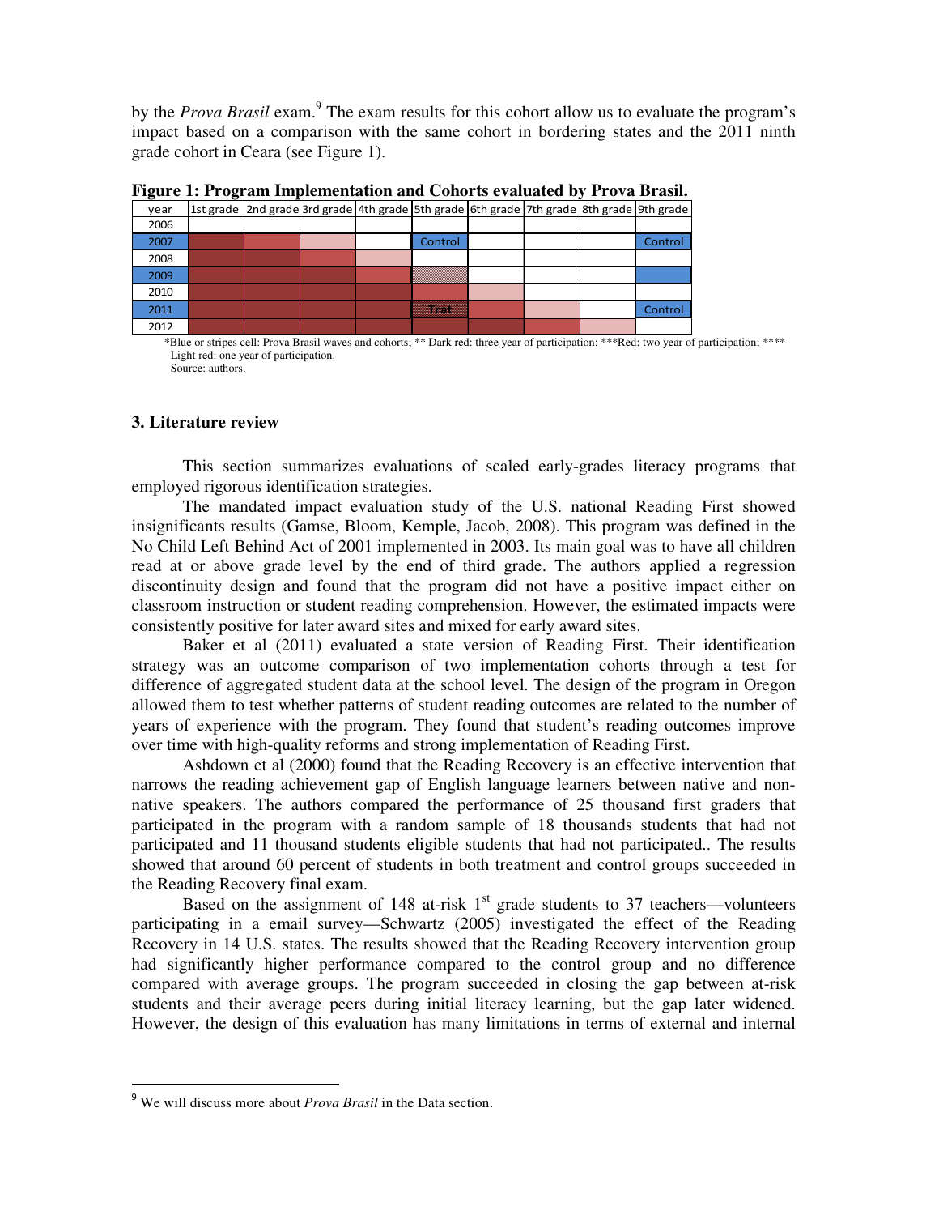by the *Prova Brasil* exam.[9] The exam results for this cohort allow us to evaluate the program's impact based on a comparison with the same cohort in bordering states and the 2011 ninth grade cohort in Ceara (see Figure 1).

**Figure 1: Program Implementation and Cohorts evaluated by Prova Brasil.**

| year | 1st grade | 2nd grade | 3rd grade | 4th grade | 5th grade | 6th grade | 7th grade | 8th grade | 9th grade |
|---|---|---|---|---|---|---|---|---|---|
| 2006 | | | | | | | | | |
| 2007 | | | | | Control | | | | Control |
| 2008 | | | | | | | | | |
| 2009 | | | | | | | | | |
| 2010 | | | | | | | | | |
| 2011 | | | | | Trat | | | | Control |
| 2012 | | | | | | | | | |

*Blue or stripes cell: Prova Brasil waves and cohorts; ** Dark red: three year of participation; ***Red: two year of participation; **** Light red: one year of participation.

Source: authors.

### 3. Literature review

This section summarizes evaluations of scaled early-grades literacy programs that employed rigorous identification strategies.

The mandated impact evaluation study of the U.S. national Reading First showed insignificants results (Gamse, Bloom, Kemple, Jacob, 2008). This program was defined in the No Child Left Behind Act of 2001 implemented in 2003. Its main goal was to have all children read at or above grade level by the end of third grade. The authors applied a regression discontinuity design and found that the program did not have a positive impact either on classroom instruction or student reading comprehension. However, the estimated impacts were consistently positive for later award sites and mixed for early award sites.

Baker et al (2011) evaluated a state version of Reading First. Their identification strategy was an outcome comparison of two implementation cohorts through a test for difference of aggregated student data at the school level. The design of the program in Oregon allowed them to test whether patterns of student reading outcomes are related to the number of years of experience with the program. They found that student's reading outcomes improve over time with high-quality reforms and strong implementation of Reading First.

Ashdown et al (2000) found that the Reading Recovery is an effective intervention that narrows the reading achievement gap of English language learners between native and non-native speakers. The authors compared the performance of 25 thousand first graders that participated in the program with a random sample of 18 thousands students that had not participated and 11 thousand students eligible students that had not participated.. The results showed that around 60 percent of students in both treatment and control groups succeeded in the Reading Recovery final exam.

Based on the assignment of 148 at-risk 1st grade students to 37 teachers—volunteers participating in a email survey—Schwartz (2005) investigated the effect of the Reading Recovery in 14 U.S. states. The results showed that the Reading Recovery intervention group had significantly higher performance compared to the control group and no difference compared with average groups. The program succeeded in closing the gap between at-risk students and their average peers during initial literacy learning, but the gap later widened. However, the design of this evaluation has many limitations in terms of external and internal

[9] We will discuss more about *Prova Brasil* in the Data section.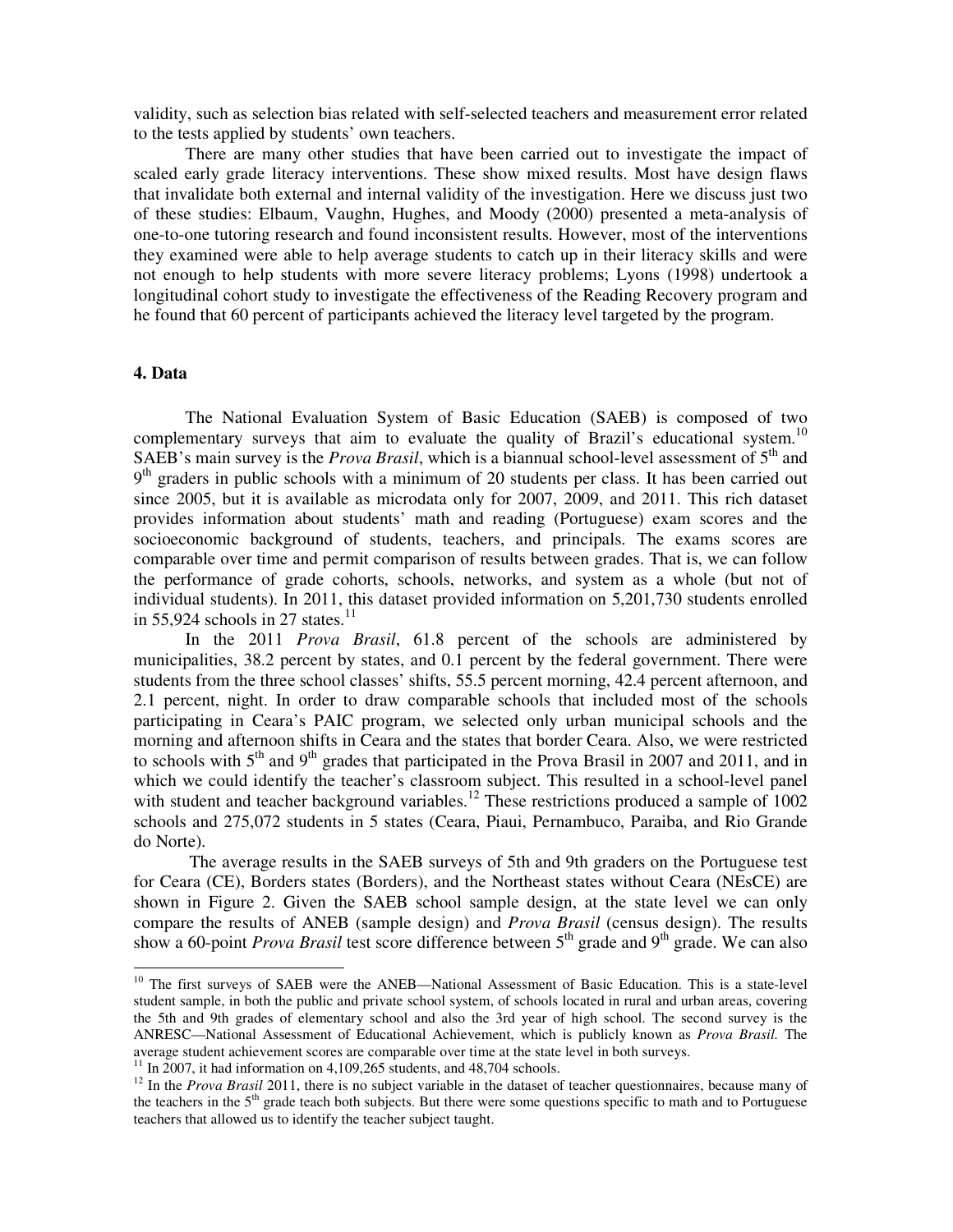validity, such as selection bias related with self-selected teachers and measurement error related to the tests applied by students' own teachers.

There are many other studies that have been carried out to investigate the impact of scaled early grade literacy interventions. These show mixed results. Most have design flaws that invalidate both external and internal validity of the investigation. Here we discuss just two of these studies: Elbaum, Vaughn, Hughes, and Moody (2000) presented a meta-analysis of one-to-one tutoring research and found inconsistent results. However, most of the interventions they examined were able to help average students to catch up in their literacy skills and were not enough to help students with more severe literacy problems; Lyons (1998) undertook a longitudinal cohort study to investigate the effectiveness of the Reading Recovery program and he found that 60 percent of participants achieved the literacy level targeted by the program.

## 4. Data

The National Evaluation System of Basic Education (SAEB) is composed of two complementary surveys that aim to evaluate the quality of Brazil's educational system.[10] SAEB's main survey is the *Prova Brasil*, which is a biannual school-level assessment of 5th and 9th graders in public schools with a minimum of 20 students per class. It has been carried out since 2005, but it is available as microdata only for 2007, 2009, and 2011. This rich dataset provides information about students' math and reading (Portuguese) exam scores and the socioeconomic background of students, teachers, and principals. The exams scores are comparable over time and permit comparison of results between grades. That is, we can follow the performance of grade cohorts, schools, networks, and system as a whole (but not of individual students). In 2011, this dataset provided information on 5,201,730 students enrolled in 55,924 schools in 27 states.[11]

In the 2011 *Prova Brasil*, 61.8 percent of the schools are administered by municipalities, 38.2 percent by states, and 0.1 percent by the federal government. There were students from the three school classes' shifts, 55.5 percent morning, 42.4 percent afternoon, and 2.1 percent, night. In order to draw comparable schools that included most of the schools participating in Ceara's PAIC program, we selected only urban municipal schools and the morning and afternoon shifts in Ceara and the states that border Ceara. Also, we were restricted to schools with 5th and 9th grades that participated in the Prova Brasil in 2007 and 2011, and in which we could identify the teacher's classroom subject. This resulted in a school-level panel with student and teacher background variables.[12] These restrictions produced a sample of 1002 schools and 275,072 students in 5 states (Ceara, Piaui, Pernambuco, Paraiba, and Rio Grande do Norte).

The average results in the SAEB surveys of 5th and 9th graders on the Portuguese test for Ceara (CE), Borders states (Borders), and the Northeast states without Ceara (NEsCE) are shown in Figure 2. Given the SAEB school sample design, at the state level we can only compare the results of ANEB (sample design) and *Prova Brasil* (census design). The results show a 60-point *Prova Brasil* test score difference between 5th grade and 9th grade. We can also

---

[10] The first surveys of SAEB were the ANEB—National Assessment of Basic Education. This is a state-level student sample, in both the public and private school system, of schools located in rural and urban areas, covering the 5th and 9th grades of elementary school and also the 3rd year of high school. The second survey is the ANRESC—National Assessment of Educational Achievement, which is publicly known as *Prova Brasil.* The average student achievement scores are comparable over time at the state level in both surveys.

[11] In 2007, it had information on 4,109,265 students, and 48,704 schools.

[12] In the *Prova Brasil* 2011, there is no subject variable in the dataset of teacher questionnaires, because many of the teachers in the 5th grade teach both subjects. But there were some questions specific to math and to Portuguese teachers that allowed us to identify the teacher subject taught.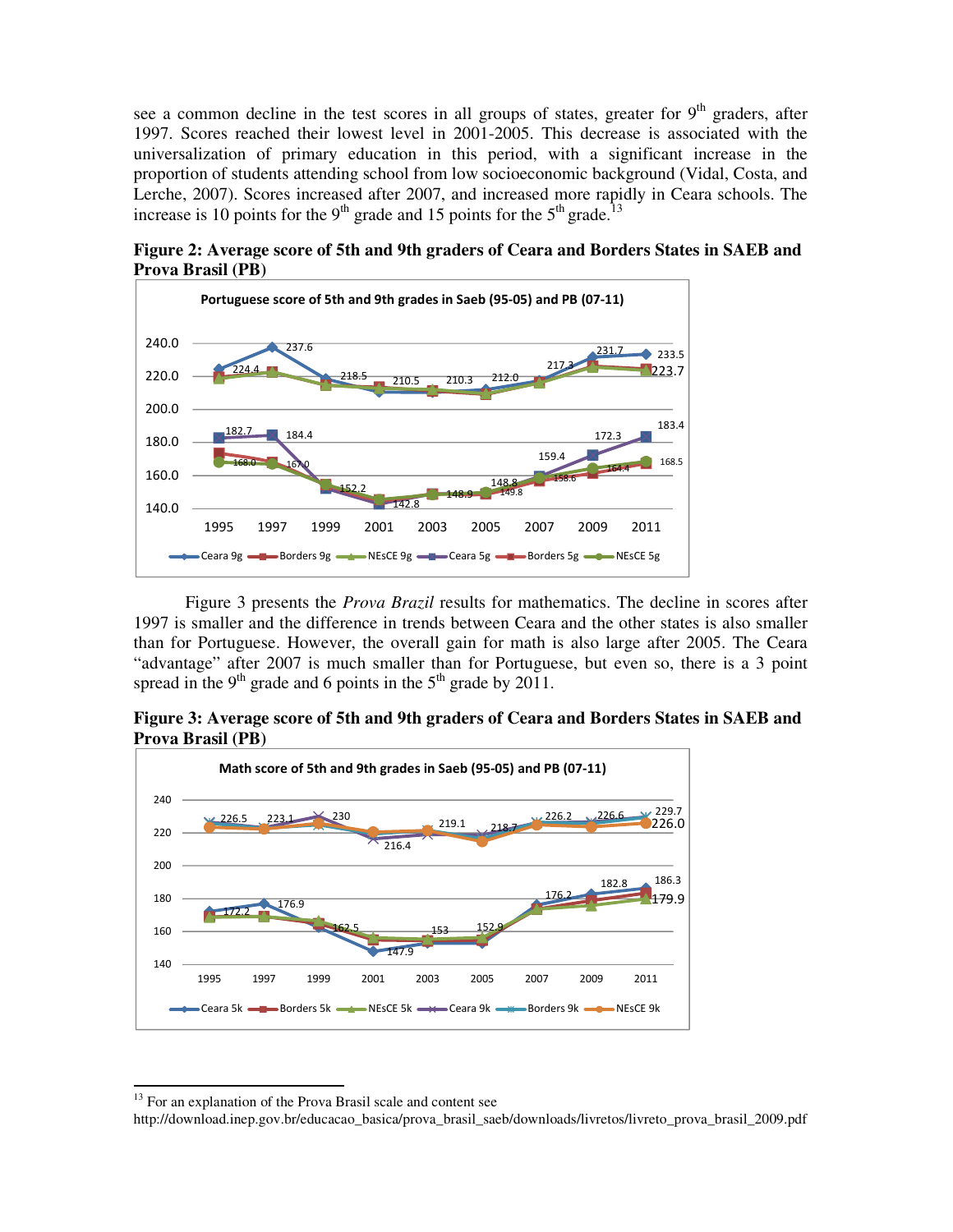see a common decline in the test scores in all groups of states, greater for 9th graders, after 1997. Scores reached their lowest level in 2001-2005. This decrease is associated with the universalization of primary education in this period, with a significant increase in the proportion of students attending school from low socioeconomic background (Vidal, Costa, and Lerche, 2007). Scores increased after 2007, and increased more rapidly in Ceara schools. The increase is 10 points for the 9th grade and 15 points for the 5th grade.[13]

**Figure 2: Average score of 5th and 9th graders of Ceara and Borders States in SAEB and Prova Brasil (PB)**

Figure 3 presents the *Prova Brazil* results for mathematics. The decline in scores after 1997 is smaller and the difference in trends between Ceara and the other states is also smaller than for Portuguese. However, the overall gain for math is also large after 2005. The Ceara "advantage" after 2007 is much smaller than for Portuguese, but even so, there is a 3 point spread in the 9th grade and 6 points in the 5th grade by 2011.

**Figure 3: Average score of 5th and 9th graders of Ceara and Borders States in SAEB and Prova Brasil (PB)**

[13] For an explanation of the Prova Brasil scale and content see http://download.inep.gov.br/educacao_basica/prova_brasil_saeb/downloads/livretos/livreto_prova_brasil_2009.pdf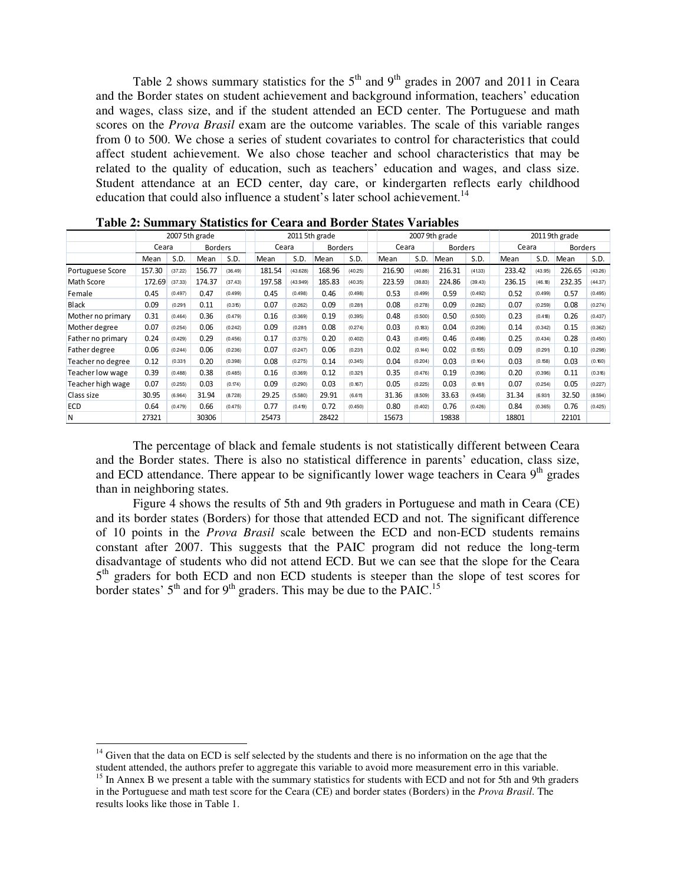Table 2 shows summary statistics for the 5th and 9th grades in 2007 and 2011 in Ceara and the Border states on student achievement and background information, teachers' education and wages, class size, and if the student attended an ECD center. The Portuguese and math scores on the *Prova Brasil* exam are the outcome variables. The scale of this variable ranges from 0 to 500. We chose a series of student covariates to control for characteristics that could affect student achievement. We also chose teacher and school characteristics that may be related to the quality of education, such as teachers' education and wages, and class size. Student attendance at an ECD center, day care, or kindergarten reflects early childhood education that could also influence a student's later school achievement.[14]

**Table 2: Summary Statistics for Ceara and Border States Variables**

| | 2007 5th grade | | | | 2011 5th grade | | | | 2007 9th grade | | | | 2011 9th grade | | | |
|---|---|---|---|---|---|---|---|---|---|---|---|---|---|---|---|---|
| | Ceara | | Borders | | Ceara | | Borders | | Ceara | | Borders | | Ceara | | Borders | |
| | Mean | S.D. | Mean | S.D. | Mean | S.D. | Mean | S.D. | Mean | S.D. | Mean | S.D. | Mean | S.D. | Mean | S.D. |
| Portuguese Score | 157.30 | (37.22) | 156.77 | (36.49) | 181.54 | (43.628) | 168.96 | (40.25) | 216.90 | (40.88) | 216.31 | (41.33) | 233.42 | (43.95) | 226.65 | (43.26) |
| Math Score | 172.69 | (37.33) | 174.37 | (37.43) | 197.58 | (43.949) | 185.83 | (40.35) | 223.59 | (38.83) | 224.86 | (39.43) | 236.15 | (46.18) | 232.35 | (44.37) |
| Female | 0.45 | (0.497) | 0.47 | (0.499) | 0.45 | (0.498) | 0.46 | (0.498) | 0.53 | (0.499) | 0.59 | (0.492) | 0.52 | (0.499) | 0.57 | (0.495) |
| Black | 0.09 | (0.291) | 0.11 | (0.315) | 0.07 | (0.262) | 0.09 | (0.281) | 0.08 | (0.278) | 0.09 | (0.282) | 0.07 | (0.259) | 0.08 | (0.274) |
| Mother no primary | 0.31 | (0.464) | 0.36 | (0.479) | 0.16 | (0.369) | 0.19 | (0.395) | 0.48 | (0.500) | 0.50 | (0.500) | 0.23 | (0.418) | 0.26 | (0.437) |
| Mother degree | 0.07 | (0.254) | 0.06 | (0.242) | 0.09 | (0.281) | 0.08 | (0.274) | 0.03 | (0.183) | 0.04 | (0.206) | 0.14 | (0.342) | 0.15 | (0.362) |
| Father no primary | 0.24 | (0.429) | 0.29 | (0.456) | 0.17 | (0.375) | 0.20 | (0.402) | 0.43 | (0.495) | 0.46 | (0.498) | 0.25 | (0.434) | 0.28 | (0.450) |
| Father degree | 0.06 | (0.244) | 0.06 | (0.236) | 0.07 | (0.247) | 0.06 | (0.231) | 0.02 | (0.144) | 0.02 | (0.155) | 0.09 | (0.291) | 0.10 | (0.298) |
| Teacher no degree | 0.12 | (0.331) | 0.20 | (0.398) | 0.08 | (0.275) | 0.14 | (0.345) | 0.04 | (0.204) | 0.03 | (0.164) | 0.03 | (0.158) | 0.03 | (0.160) |
| Teacher low wage | 0.39 | (0.488) | 0.38 | (0.485) | 0.16 | (0.369) | 0.12 | (0.321) | 0.35 | (0.476) | 0.19 | (0.396) | 0.20 | (0.396) | 0.11 | (0.316) |
| Teacher high wage | 0.07 | (0.255) | 0.03 | (0.174) | 0.09 | (0.290) | 0.03 | (0.167) | 0.05 | (0.225) | 0.03 | (0.181) | 0.07 | (0.254) | 0.05 | (0.227) |
| Class size | 30.95 | (6.964) | 31.94 | (8.728) | 29.25 | (5.580) | 29.91 | (6.611) | 31.36 | (8.509) | 33.63 | (9.458) | 31.34 | (6.931) | 32.50 | (8.594) |
| ECD | 0.64 | (0.479) | 0.66 | (0.475) | 0.77 | (0.419) | 0.72 | (0.450) | 0.80 | (0.402) | 0.76 | (0.426) | 0.84 | (0.365) | 0.76 | (0.425) |
| N | 27321 | | 30306 | | 25473 | | 28422 | | 15673 | | 19838 | | 18801 | | 22101 | |

The percentage of black and female students is not statistically different between Ceara and the Border states. There is also no statistical difference in parents' education, class size, and ECD attendance. There appear to be significantly lower wage teachers in Ceara 9th grades than in neighboring states.

Figure 4 shows the results of 5th and 9th graders in Portuguese and math in Ceara (CE) and its border states (Borders) for those that attended ECD and not. The significant difference of 10 points in the *Prova Brasil* scale between the ECD and non-ECD students remains constant after 2007. This suggests that the PAIC program did not reduce the long-term disadvantage of students who did not attend ECD. But we can see that the slope for the Ceara 5th graders for both ECD and non ECD students is steeper than the slope of test scores for border states' 5th and for 9th graders. This may be due to the PAIC.[15]

[14] Given that the data on ECD is self selected by the students and there is no information on the age that the student attended, the authors prefer to aggregate this variable to avoid more measurement erro in this variable.

[15] In Annex B we present a table with the summary statistics for students with ECD and not for 5th and 9th graders in the Portuguese and math test score for the Ceara (CE) and border states (Borders) in the *Prova Brasil*. The results looks like those in Table 1.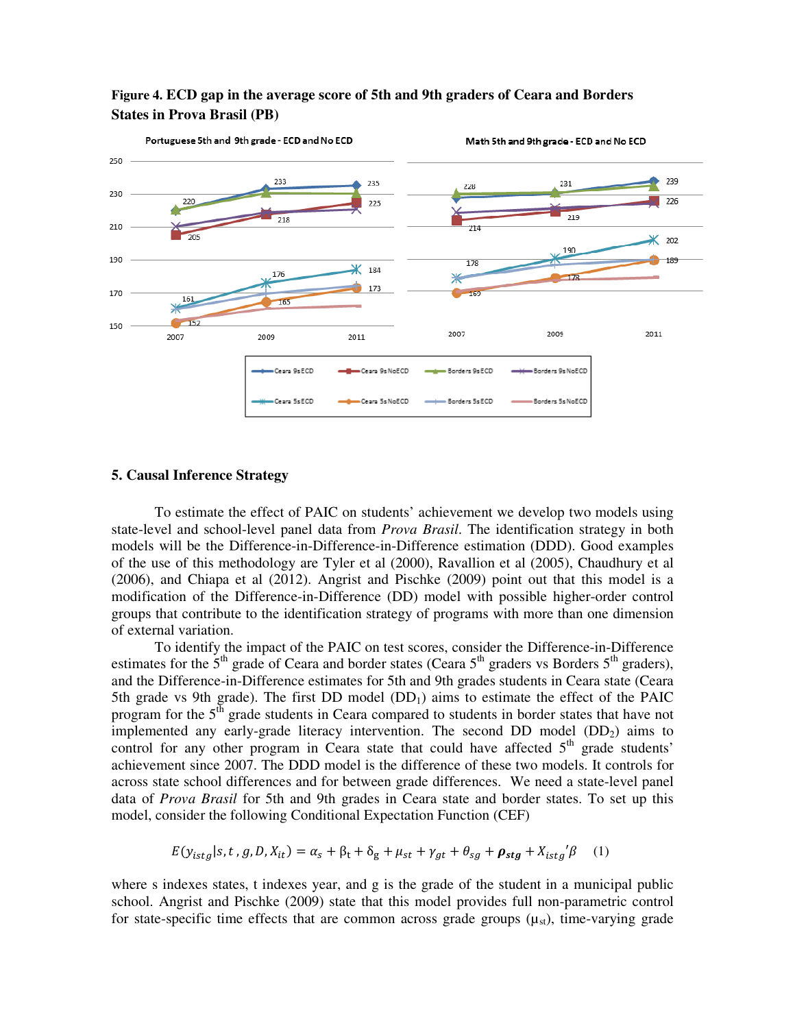**Figure 4. ECD gap in the average score of 5th and 9th graders of Ceara and Borders States in Prova Brasil (PB)**

## 5. Causal Inference Strategy

To estimate the effect of PAIC on students' achievement we develop two models using state-level and school-level panel data from *Prova Brasil*. The identification strategy in both models will be the Difference-in-Difference-in-Difference estimation (DDD). Good examples of the use of this methodology are Tyler et al (2000), Ravallion et al (2005), Chaudhury et al (2006), and Chiapa et al (2012). Angrist and Pischke (2009) point out that this model is a modification of the Difference-in-Difference (DD) model with possible higher-order control groups that contribute to the identification strategy of programs with more than one dimension of external variation.

To identify the impact of the PAIC on test scores, consider the Difference-in-Difference estimates for the 5th grade of Ceara and border states (Ceara 5th graders vs Borders 5th graders), and the Difference-in-Difference estimates for 5th and 9th grades students in Ceara state (Ceara 5th grade vs 9th grade). The first DD model ($DD_1$) aims to estimate the effect of the PAIC program for the 5th grade students in Ceara compared to students in border states that have not implemented any early-grade literacy intervention. The second DD model ($DD_2$) aims to control for any other program in Ceara state that could have affected 5th grade students' achievement since 2007. The DDD model is the difference of these two models. It controls for across state school differences and for between grade differences. We need a state-level panel data of *Prova Brasil* for 5th and 9th grades in Ceara state and border states. To set up this model, consider the following Conditional Expectation Function (CEF)

$$E(y_{istg}|s,t,g,D,X_{it}) = \alpha_s + \beta_t + \delta_g + \mu_{st} + \gamma_{gt} + \theta_{sg} + \boldsymbol{\rho_{stg}} + X_{istg}'\beta \quad (1)$$

where s indexes states, t indexes year, and g is the grade of the student in a municipal public school. Angrist and Pischke (2009) state that this model provides full non-parametric control for state-specific time effects that are common across grade groups ($\mu_{st}$), time-varying grade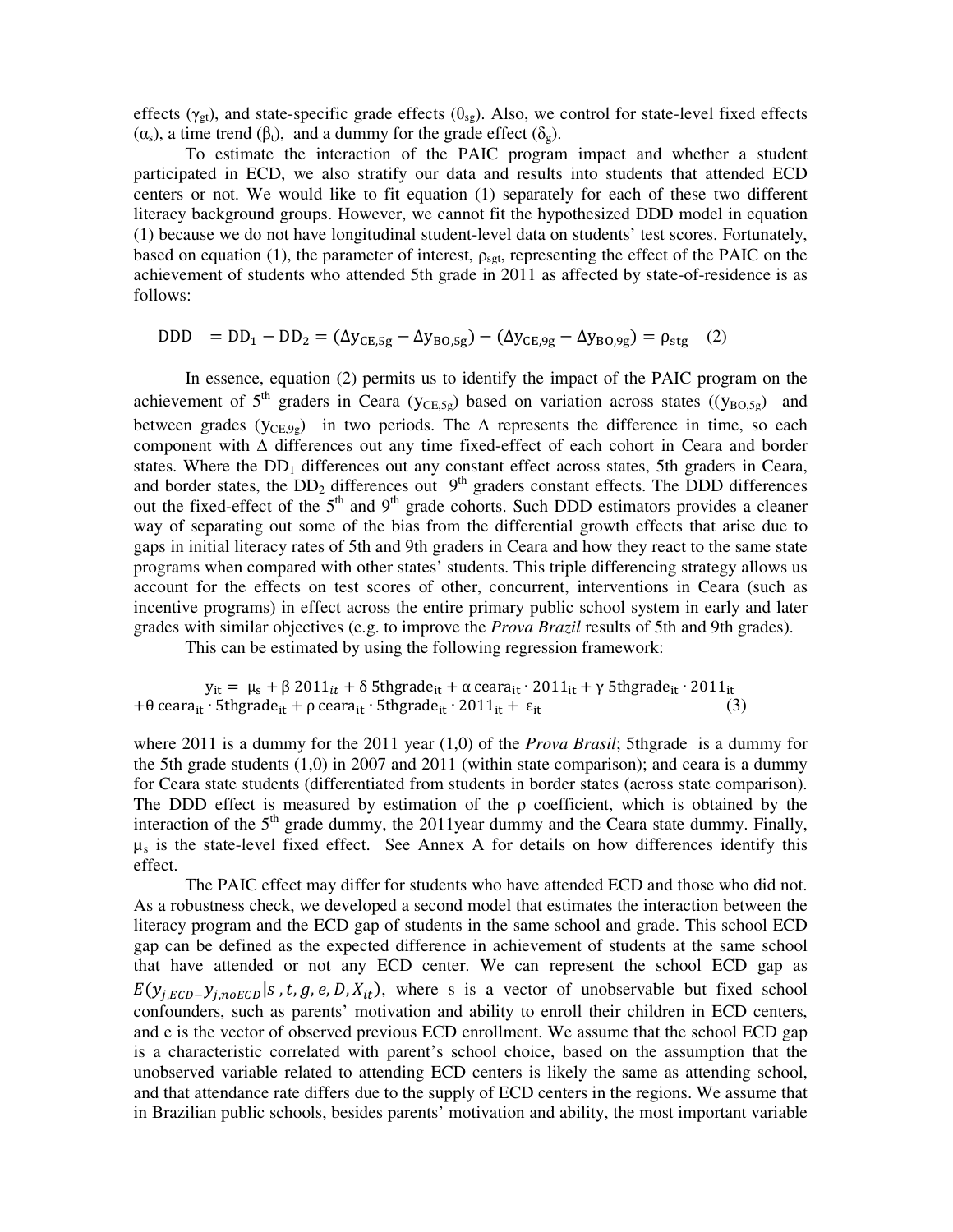effects ($\gamma_{gt}$), and state-specific grade effects ($\theta_{sg}$). Also, we control for state-level fixed effects ($\alpha_s$), a time trend ($\beta_t$), and a dummy for the grade effect ($\delta_g$).

To estimate the interaction of the PAIC program impact and whether a student participated in ECD, we also stratify our data and results into students that attended ECD centers or not. We would like to fit equation (1) separately for each of these two different literacy background groups. However, we cannot fit the hypothesized DDD model in equation (1) because we do not have longitudinal student-level data on students' test scores. Fortunately, based on equation (1), the parameter of interest, $\rho_{sgt}$, representing the effect of the PAIC on the achievement of students who attended 5th grade in 2011 as affected by state-of-residence is as follows:

$$\text{DDD} \quad = \text{DD}_1 - \text{DD}_2 = (\Delta y_{CE,5g} - \Delta y_{BO,5g}) - (\Delta y_{CE,9g} - \Delta y_{BO,9g}) = \rho_{stg} \quad (2)$$

In essence, equation (2) permits us to identify the impact of the PAIC program on the achievement of 5[th] graders in Ceara ($y_{CE,5g}$) based on variation across states (($y_{BO,5g}$) and between grades ($y_{CE,9g}$) in two periods. The $\Delta$ represents the difference in time, so each component with $\Delta$ differences out any time fixed-effect of each cohort in Ceara and border states. Where the $\text{DD}_1$ differences out any constant effect across states, 5th graders in Ceara, and border states, the $\text{DD}_2$ differences out 9[th] graders constant effects. The DDD differences out the fixed-effect of the 5[th] and 9[th] grade cohorts. Such DDD estimators provides a cleaner way of separating out some of the bias from the differential growth effects that arise due to gaps in initial literacy rates of 5th and 9th graders in Ceara and how they react to the same state programs when compared with other states' students. This triple differencing strategy allows us account for the effects on test scores of other, concurrent, interventions in Ceara (such as incentive programs) in effect across the entire primary public school system in early and later grades with similar objectives (e.g. to improve the *Prova Brazil* results of 5th and 9th grades).

This can be estimated by using the following regression framework:

$$y_{it} = \mu_s + \beta\ 2011_{it} + \delta\ \text{5thgrade}_{it} + \alpha\ \text{ceara}_{it} \cdot 2011_{it} + \gamma\ \text{5thgrade}_{it} \cdot 2011_{it} + \theta\ \text{ceara}_{it} \cdot \text{5thgrade}_{it} + \rho\ \text{ceara}_{it} \cdot \text{5thgrade}_{it} \cdot 2011_{it} + \varepsilon_{it} \quad (3)$$

where 2011 is a dummy for the 2011 year (1,0) of the *Prova Brasil*; 5thgrade is a dummy for the 5th grade students (1,0) in 2007 and 2011 (within state comparison); and ceara is a dummy for Ceara state students (differentiated from students in border states (across state comparison). The DDD effect is measured by estimation of the $\rho$ coefficient, which is obtained by the interaction of the 5[th] grade dummy, the 2011year dummy and the Ceara state dummy. Finally, $\mu_s$ is the state-level fixed effect. See Annex A for details on how differences identify this effect.

The PAIC effect may differ for students who have attended ECD and those who did not. As a robustness check, we developed a second model that estimates the interaction between the literacy program and the ECD gap of students in the same school and grade. This school ECD gap can be defined as the expected difference in achievement of students at the same school that have attended or not any ECD center. We can represent the school ECD gap as $E(y_{j,ECD} - y_{j,noECD} | s, t, g, e, D, X_{it})$, where s is a vector of unobservable but fixed school confounders, such as parents' motivation and ability to enroll their children in ECD centers, and e is the vector of observed previous ECD enrollment. We assume that the school ECD gap is a characteristic correlated with parent's school choice, based on the assumption that the unobserved variable related to attending ECD centers is likely the same as attending school, and that attendance rate differs due to the supply of ECD centers in the regions. We assume that in Brazilian public schools, besides parents' motivation and ability, the most important variable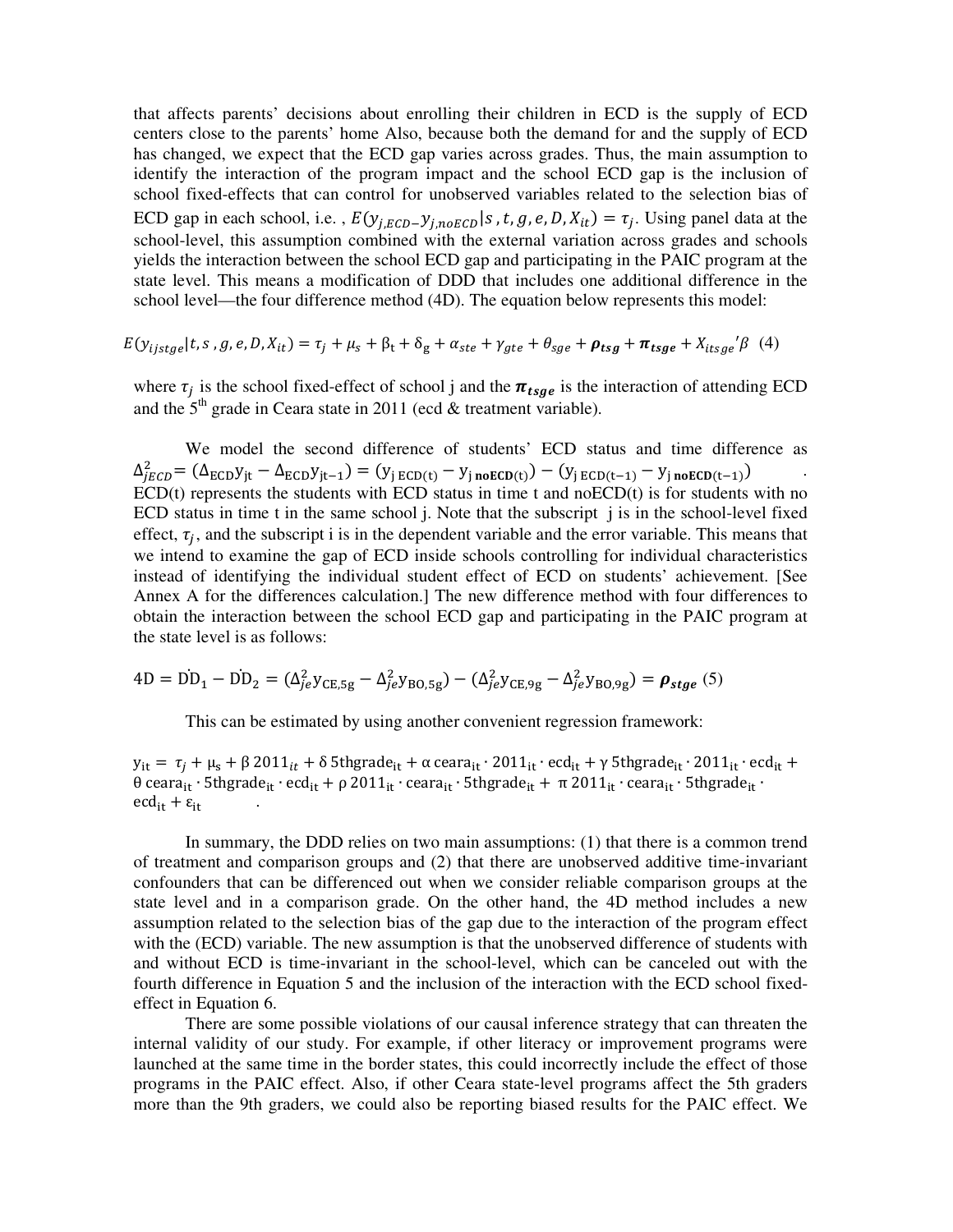that affects parents' decisions about enrolling their children in ECD is the supply of ECD centers close to the parents' home Also, because both the demand for and the supply of ECD has changed, we expect that the ECD gap varies across grades. Thus, the main assumption to identify the interaction of the program impact and the school ECD gap is the inclusion of school fixed-effects that can control for unobserved variables related to the selection bias of ECD gap in each school, i.e. , $E(y_{j,ECD-}y_{j,noECD}|s\,,t,g,e,D,X_{it}) = \tau_j$. Using panel data at the school-level, this assumption combined with the external variation across grades and schools yields the interaction between the school ECD gap and participating in the PAIC program at the state level. This means a modification of DDD that includes one additional difference in the school level—the four difference method (4D). The equation below represents this model:

$$E(y_{ijstge}|t,s\,,g,e,D,X_{it}) = \tau_j + \mu_s + \beta_t + \delta_g + \alpha_{ste} + \gamma_{gte} + \theta_{sge} + \boldsymbol{\rho_{tsg}} + \boldsymbol{\pi_{tsge}} + X_{itsge}{}'\beta \quad (4)$$

where $\tau_j$ is the school fixed-effect of school j and the $\boldsymbol{\pi_{tsge}}$ is the interaction of attending ECD and the 5[th] grade in Ceara state in 2011 (ecd & treatment variable).

We model the second difference of students' ECD status and time difference as $\Delta^2_{jECD} = (\Delta_{ECD}y_{jt} - \Delta_{ECD}y_{jt-1}) = (y_{j\,ECD(t)} - y_{j\,\mathbf{noECD}(t)}) - (y_{j\,ECD(t-1)} - y_{j\,\mathbf{noECD}(t-1)})$. ECD(t) represents the students with ECD status in time t and noECD(t) is for students with no ECD status in time t in the same school j. Note that the subscript j is in the school-level fixed effect, $\tau_j$, and the subscript i is in the dependent variable and the error variable. This means that we intend to examine the gap of ECD inside schools controlling for individual characteristics instead of identifying the individual student effect of ECD on students' achievement. [See Annex A for the differences calculation.] The new difference method with four differences to obtain the interaction between the school ECD gap and participating in the PAIC program at the state level is as follows:

$$4D = \dot{D}D_1 - \dot{D}D_2 = (\Delta^2_{je}y_{CE,5g} - \Delta^2_{je}y_{BO,5g}) - (\Delta^2_{je}y_{CE,9g} - \Delta^2_{je}y_{BO,9g}) = \boldsymbol{\rho_{stge}} \quad (5)$$

This can be estimated by using another convenient regression framework:

$$y_{it} = \tau_j + \mu_s + \beta\,2011_{it} + \delta\,5thgrade_{it} + \alpha\,ceara_{it} \cdot 2011_{it} \cdot ecd_{it} + \gamma\,5thgrade_{it} \cdot 2011_{it} \cdot ecd_{it} + \theta\,ceara_{it} \cdot 5thgrade_{it} \cdot ecd_{it} + \rho\,2011_{it} \cdot ceara_{it} \cdot 5thgrade_{it} + \pi\,2011_{it} \cdot ceara_{it} \cdot 5thgrade_{it} \cdot ecd_{it} + \varepsilon_{it}$$

In summary, the DDD relies on two main assumptions: (1) that there is a common trend of treatment and comparison groups and (2) that there are unobserved additive time-invariant confounders that can be differenced out when we consider reliable comparison groups at the state level and in a comparison grade. On the other hand, the 4D method includes a new assumption related to the selection bias of the gap due to the interaction of the program effect with the (ECD) variable. The new assumption is that the unobserved difference of students with and without ECD is time-invariant in the school-level, which can be canceled out with the fourth difference in Equation 5 and the inclusion of the interaction with the ECD school fixed-effect in Equation 6.

There are some possible violations of our causal inference strategy that can threaten the internal validity of our study. For example, if other literacy or improvement programs were launched at the same time in the border states, this could incorrectly include the effect of those programs in the PAIC effect. Also, if other Ceara state-level programs affect the 5th graders more than the 9th graders, we could also be reporting biased results for the PAIC effect. We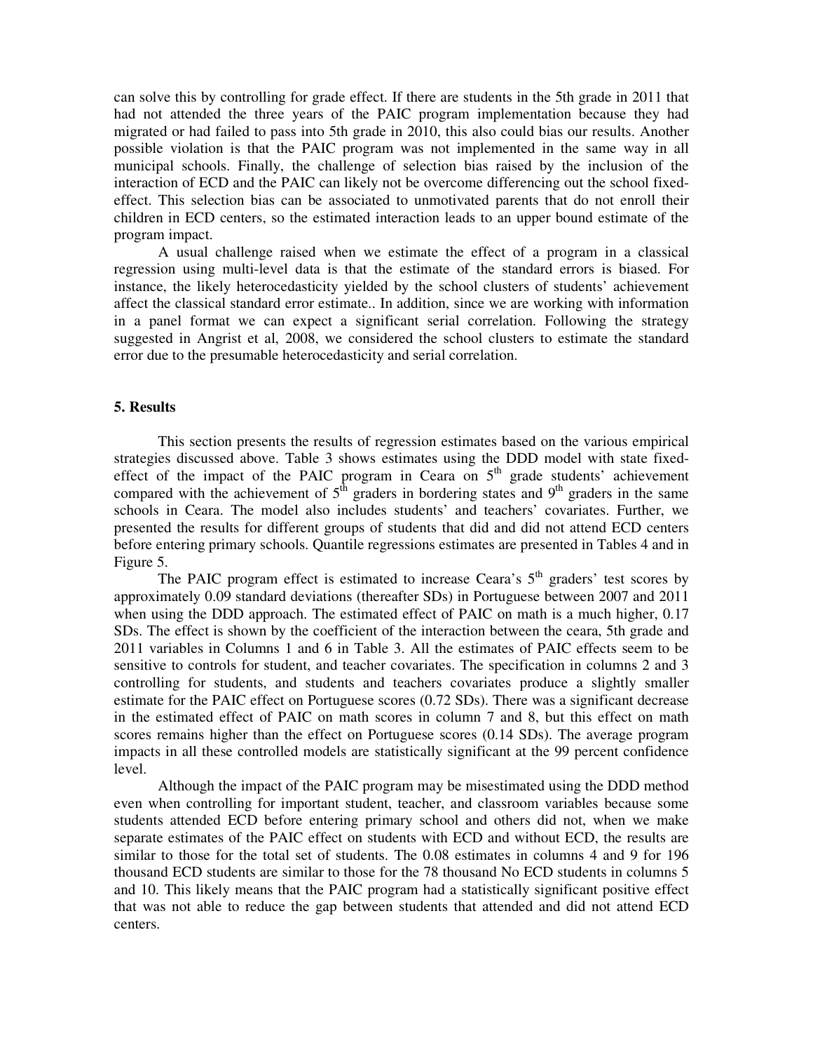can solve this by controlling for grade effect. If there are students in the 5th grade in 2011 that had not attended the three years of the PAIC program implementation because they had migrated or had failed to pass into 5th grade in 2010, this also could bias our results. Another possible violation is that the PAIC program was not implemented in the same way in all municipal schools. Finally, the challenge of selection bias raised by the inclusion of the interaction of ECD and the PAIC can likely not be overcome differencing out the school fixed-effect. This selection bias can be associated to unmotivated parents that do not enroll their children in ECD centers, so the estimated interaction leads to an upper bound estimate of the program impact.

A usual challenge raised when we estimate the effect of a program in a classical regression using multi-level data is that the estimate of the standard errors is biased. For instance, the likely heterocedasticity yielded by the school clusters of students' achievement affect the classical standard error estimate.. In addition, since we are working with information in a panel format we can expect a significant serial correlation. Following the strategy suggested in Angrist et al, 2008, we considered the school clusters to estimate the standard error due to the presumable heterocedasticity and serial correlation.

## 5. Results

This section presents the results of regression estimates based on the various empirical strategies discussed above. Table 3 shows estimates using the DDD model with state fixed-effect of the impact of the PAIC program in Ceara on 5th grade students' achievement compared with the achievement of 5th graders in bordering states and 9th graders in the same schools in Ceara. The model also includes students' and teachers' covariates. Further, we presented the results for different groups of students that did and did not attend ECD centers before entering primary schools. Quantile regressions estimates are presented in Tables 4 and in Figure 5.

The PAIC program effect is estimated to increase Ceara's 5th graders' test scores by approximately 0.09 standard deviations (thereafter SDs) in Portuguese between 2007 and 2011 when using the DDD approach. The estimated effect of PAIC on math is a much higher, 0.17 SDs. The effect is shown by the coefficient of the interaction between the ceara, 5th grade and 2011 variables in Columns 1 and 6 in Table 3. All the estimates of PAIC effects seem to be sensitive to controls for student, and teacher covariates. The specification in columns 2 and 3 controlling for students, and students and teachers covariates produce a slightly smaller estimate for the PAIC effect on Portuguese scores (0.72 SDs). There was a significant decrease in the estimated effect of PAIC on math scores in column 7 and 8, but this effect on math scores remains higher than the effect on Portuguese scores (0.14 SDs). The average program impacts in all these controlled models are statistically significant at the 99 percent confidence level.

Although the impact of the PAIC program may be misestimated using the DDD method even when controlling for important student, teacher, and classroom variables because some students attended ECD before entering primary school and others did not, when we make separate estimates of the PAIC effect on students with ECD and without ECD, the results are similar to those for the total set of students. The 0.08 estimates in columns 4 and 9 for 196 thousand ECD students are similar to those for the 78 thousand No ECD students in columns 5 and 10. This likely means that the PAIC program had a statistically significant positive effect that was not able to reduce the gap between students that attended and did not attend ECD centers.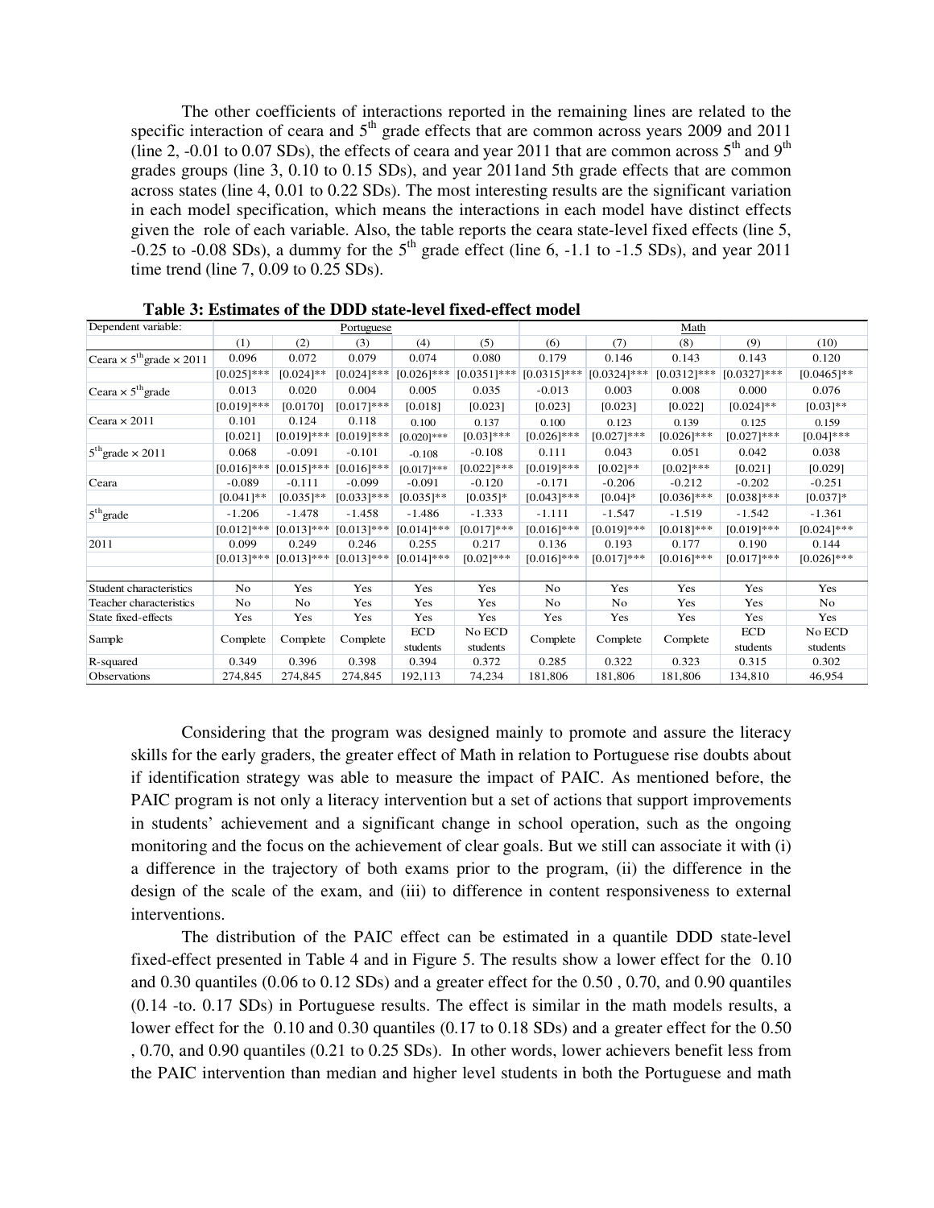The other coefficients of interactions reported in the remaining lines are related to the specific interaction of ceara and $5^{th}$ grade effects that are common across years 2009 and 2011 (line 2, -0.01 to 0.07 SDs), the effects of ceara and year 2011 that are common across $5^{th}$ and $9^{th}$ grades groups (line 3, 0.10 to 0.15 SDs), and year 2011and 5th grade effects that are common across states (line 4, 0.01 to 0.22 SDs). The most interesting results are the significant variation in each model specification, which means the interactions in each model have distinct effects given the role of each variable. Also, the table reports the ceara state-level fixed effects (line 5, -0.25 to -0.08 SDs), a dummy for the $5^{th}$ grade effect (line 6, -1.1 to -1.5 SDs), and year 2011 time trend (line 7, 0.09 to 0.25 SDs).

**Table 3: Estimates of the DDD state-level fixed-effect model**

| Dependent variable: | Portuguese | | | | | Math | | | | |
|---|---|---|---|---|---|---|---|---|---|---|
| | (1) | (2) | (3) | (4) | (5) | (6) | (7) | (8) | (9) | (10) |
| Ceara × $5^{th}$grade × 2011 | 0.096 | 0.072 | 0.079 | 0.074 | 0.080 | 0.179 | 0.146 | 0.143 | 0.143 | 0.120 |
| | [0.025]*** | [0.024]** | [0.024]*** | [0.026]*** | [0.0351]*** | [0.0315]*** | [0.0324]*** | [0.0312]*** | [0.0327]*** | [0.0465]** |
| Ceara × $5^{th}$grade | 0.013 | 0.020 | 0.004 | 0.005 | 0.035 | -0.013 | 0.003 | 0.008 | 0.000 | 0.076 |
| | [0.019]*** | [0.0170] | [0.017]*** | [0.018] | [0.023] | [0.023] | [0.023] | [0.022] | [0.024]** | [0.03]** |
| Ceara × 2011 | 0.101 | 0.124 | 0.118 | 0.100 | 0.137 | 0.100 | 0.123 | 0.139 | 0.125 | 0.159 |
| | [0.021] | [0.019]*** | [0.019]*** | [0.020]*** | [0.03]*** | [0.026]*** | [0.027]*** | [0.026]*** | [0.027]*** | [0.04]*** |
| $5^{th}$grade × 2011 | 0.068 | -0.091 | -0.101 | -0.108 | -0.108 | 0.111 | 0.043 | 0.051 | 0.042 | 0.038 |
| | [0.016]*** | [0.015]*** | [0.016]*** | [0.017]*** | [0.022]*** | [0.019]*** | [0.02]** | [0.02]*** | [0.021] | [0.029] |
| Ceara | -0.089 | -0.111 | -0.099 | -0.091 | -0.120 | -0.171 | -0.206 | -0.212 | -0.202 | -0.251 |
| | [0.041]** | [0.035]** | [0.033]*** | [0.035]** | [0.035]* | [0.043]*** | [0.04]* | [0.036]*** | [0.038]*** | [0.037]* |
| $5^{th}$grade | -1.206 | -1.478 | -1.458 | -1.486 | -1.333 | -1.111 | -1.547 | -1.519 | -1.542 | -1.361 |
| | [0.012]*** | [0.013]*** | [0.013]*** | [0.014]*** | [0.017]*** | [0.016]*** | [0.019]*** | [0.018]*** | [0.019]*** | [0.024]*** |
| 2011 | 0.099 | 0.249 | 0.246 | 0.255 | 0.217 | 0.136 | 0.193 | 0.177 | 0.190 | 0.144 |
| | [0.013]*** | [0.013]*** | [0.013]*** | [0.014]*** | [0.02]*** | [0.016]*** | [0.017]*** | [0.016]*** | [0.017]*** | [0.026]*** |
| | | | | | | | | | | |
| Student characteristics | No | Yes | Yes | Yes | Yes | No | Yes | Yes | Yes | Yes |
| Teacher characteristics | No | No | Yes | Yes | Yes | No | No | Yes | Yes | No |
| State fixed-effects | Yes | Yes | Yes | Yes | Yes | Yes | Yes | Yes | Yes | Yes |
| Sample | Complete | Complete | Complete | ECD students | No ECD students | Complete | Complete | Complete | ECD students | No ECD students |
| R-squared | 0.349 | 0.396 | 0.398 | 0.394 | 0.372 | 0.285 | 0.322 | 0.323 | 0.315 | 0.302 |
| Observations | 274,845 | 274,845 | 274,845 | 192,113 | 74,234 | 181,806 | 181,806 | 181,806 | 134,810 | 46,954 |

Considering that the program was designed mainly to promote and assure the literacy skills for the early graders, the greater effect of Math in relation to Portuguese rise doubts about if identification strategy was able to measure the impact of PAIC. As mentioned before, the PAIC program is not only a literacy intervention but a set of actions that support improvements in students' achievement and a significant change in school operation, such as the ongoing monitoring and the focus on the achievement of clear goals. But we still can associate it with (i) a difference in the trajectory of both exams prior to the program, (ii) the difference in the design of the scale of the exam, and (iii) to difference in content responsiveness to external interventions.

The distribution of the PAIC effect can be estimated in a quantile DDD state-level fixed-effect presented in Table 4 and in Figure 5. The results show a lower effect for the 0.10 and 0.30 quantiles (0.06 to 0.12 SDs) and a greater effect for the 0.50 , 0.70, and 0.90 quantiles (0.14 -to. 0.17 SDs) in Portuguese results. The effect is similar in the math models results, a lower effect for the 0.10 and 0.30 quantiles (0.17 to 0.18 SDs) and a greater effect for the 0.50 , 0.70, and 0.90 quantiles (0.21 to 0.25 SDs). In other words, lower achievers benefit less from the PAIC intervention than median and higher level students in both the Portuguese and math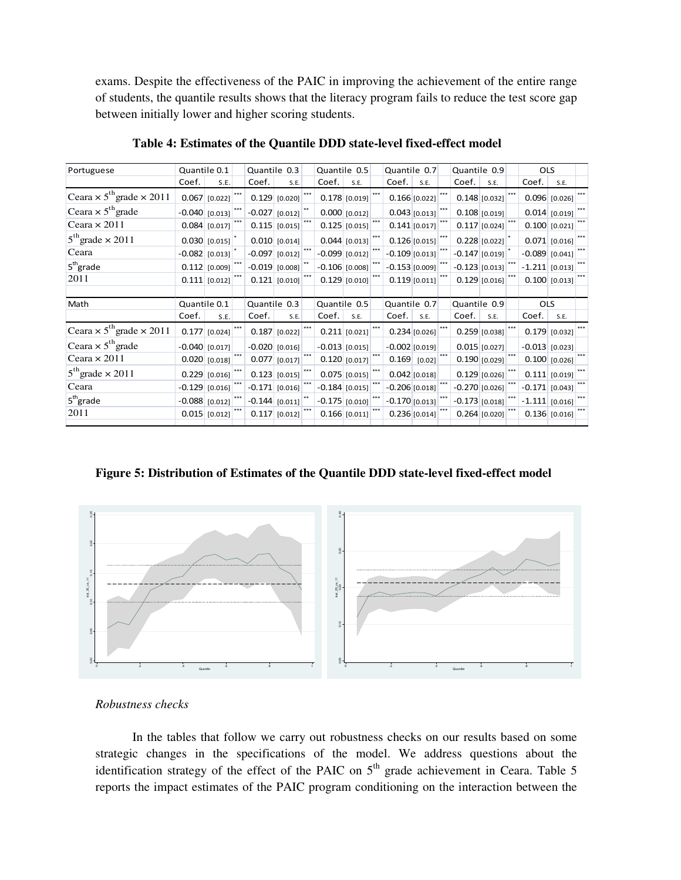exams. Despite the effectiveness of the PAIC in improving the achievement of the entire range of students, the quantile results shows that the literacy program fails to reduce the test score gap between initially lower and higher scoring students.

**Table 4: Estimates of the Quantile DDD state-level fixed-effect model**

| Portuguese | Quantile 0.1 | | | Quantile 0.3 | | | Quantile 0.5 | | | Quantile 0.7 | | | Quantile 0.9 | | | OLS | | |
|---|---|---|---|---|---|---|---|---|---|---|---|---|---|---|---|---|---|---|
| | Coef. | S.E. | | Coef. | S.E. | | Coef. | S.E. | | Coef. | S.E. | | Coef. | S.E. | | Coef. | S.E. | |
| Ceara × $5^{th}$grade × 2011 | 0.067 | [0.022] | *** | 0.129 | [0.020] | *** | 0.178 | [0.019] | *** | 0.166 | [0.022] | *** | 0.148 | [0.032] | *** | 0.096 | [0.026] | *** |
| Ceara × $5^{th}$grade | -0.040 | [0.013] | *** | -0.027 | [0.012] | ** | 0.000 | [0.012] | | 0.043 | [0.013] | *** | 0.108 | [0.019] | | 0.014 | [0.019] | *** |
| Ceara × 2011 | 0.084 | [0.017] | *** | 0.115 | [0.015] | *** | 0.125 | [0.015] | *** | 0.141 | [0.017] | *** | 0.117 | [0.024] | *** | 0.100 | [0.021] | *** |
| $5^{th}$grade × 2011 | 0.030 | [0.015] | * | 0.010 | [0.014] | | 0.044 | [0.013] | *** | 0.126 | [0.015] | *** | 0.228 | [0.022] | * | 0.071 | [0.016] | *** |
| Ceara | -0.082 | [0.013] | * | -0.097 | [0.012] | *** | -0.099 | [0.012] | *** | -0.109 | [0.013] | *** | -0.147 | [0.019] | * | -0.089 | [0.041] | *** |
| $5^{th}$grade | 0.112 | [0.009] | *** | -0.019 | [0.008] | ** | -0.106 | [0.008] | *** | -0.153 | [0.009] | *** | -0.123 | [0.013] | *** | -1.211 | [0.013] | *** |
| 2011 | 0.111 | [0.012] | *** | 0.121 | [0.010] | *** | 0.129 | [0.010] | *** | 0.119 | [0.011] | *** | 0.129 | [0.016] | *** | 0.100 | [0.013] | *** |
| **Math** | Quantile 0.1 | | | Quantile 0.3 | | | Quantile 0.5 | | | Quantile 0.7 | | | Quantile 0.9 | | | OLS | | |
| | Coef. | S.E. | | Coef. | S.E. | | Coef. | S.E. | | Coef. | S.E. | | Coef. | S.E. | | Coef. | S.E. | |
| Ceara × $5^{th}$grade × 2011 | 0.177 | [0.024] | *** | 0.187 | [0.022] | *** | 0.211 | [0.021] | *** | 0.234 | [0.026] | *** | 0.259 | [0.038] | *** | 0.179 | [0.032] | *** |
| Ceara × $5^{th}$grade | -0.040 | [0.017] | | -0.020 | [0.016] | | -0.013 | [0.015] | | -0.002 | [0.019] | | 0.015 | [0.027] | | -0.013 | [0.023] | |
| Ceara × 2011 | 0.020 | [0.018] | *** | 0.077 | [0.017] | *** | 0.120 | [0.017] | *** | 0.169 | [0.02] | *** | 0.190 | [0.029] | *** | 0.100 | [0.026] | *** |
| $5^{th}$grade × 2011 | 0.229 | [0.016] | *** | 0.123 | [0.015] | *** | 0.075 | [0.015] | *** | 0.042 | [0.018] | | 0.129 | [0.026] | *** | 0.111 | [0.019] | *** |
| Ceara | -0.129 | [0.016] | *** | -0.171 | [0.016] | *** | -0.184 | [0.015] | *** | -0.206 | [0.018] | *** | -0.270 | [0.026] | *** | -0.171 | [0.043] | *** |
| $5^{th}$grade | -0.088 | [0.012] | *** | -0.144 | [0.011] | ** | -0.175 | [0.010] | *** | -0.170 | [0.013] | *** | -0.173 | [0.018] | *** | -1.111 | [0.016] | *** |
| 2011 | 0.015 | [0.012] | *** | 0.117 | [0.012] | *** | 0.166 | [0.011] | *** | 0.236 | [0.014] | *** | 0.264 | [0.020] | *** | 0.136 | [0.016] | *** |

**Figure 5: Distribution of Estimates of the Quantile DDD state-level fixed-effect model**

*Robustness checks*

In the tables that follow we carry out robustness checks on our results based on some strategic changes in the specifications of the model. We address questions about the identification strategy of the effect of the PAIC on $5^{th}$ grade achievement in Ceara. Table 5 reports the impact estimates of the PAIC program conditioning on the interaction between the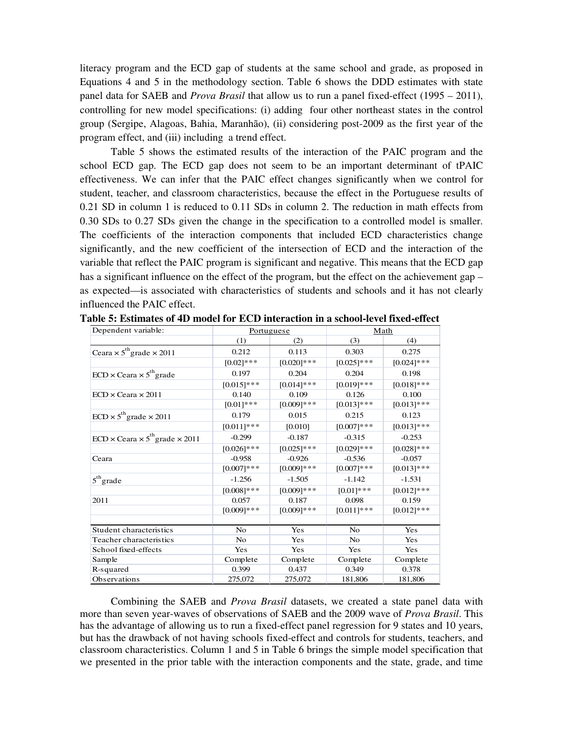literacy program and the ECD gap of students at the same school and grade, as proposed in Equations 4 and 5 in the methodology section. Table 6 shows the DDD estimates with state panel data for SAEB and *Prova Brasil* that allow us to run a panel fixed-effect (1995 – 2011), controlling for new model specifications: (i) adding four other northeast states in the control group (Sergipe, Alagoas, Bahia, Maranhão), (ii) considering post-2009 as the first year of the program effect, and (iii) including a trend effect.

Table 5 shows the estimated results of the interaction of the PAIC program and the school ECD gap. The ECD gap does not seem to be an important determinant of tPAIC effectiveness. We can infer that the PAIC effect changes significantly when we control for student, teacher, and classroom characteristics, because the effect in the Portuguese results of 0.21 SD in column 1 is reduced to 0.11 SDs in column 2. The reduction in math effects from 0.30 SDs to 0.27 SDs given the change in the specification to a controlled model is smaller. The coefficients of the interaction components that included ECD characteristics change significantly, and the new coefficient of the intersection of ECD and the interaction of the variable that reflect the PAIC program is significant and negative. This means that the ECD gap has a significant influence on the effect of the program, but the effect on the achievement gap – as expected—is associated with characteristics of students and schools and it has not clearly influenced the PAIC effect.

**Table 5: Estimates of 4D model for ECD interaction in a school-level fixed-effect**

| Dependent variable: | Portuguese | | Math | |
|---|---|---|---|---|
| | (1) | (2) | (3) | (4) |
| Ceara × 5$^{th}$ grade × 2011 | 0.212 | 0.113 | 0.303 | 0.275 |
| | [0.02]*** | [0.020]*** | [0.025]*** | [0.024]*** |
| ECD × Ceara × 5$^{th}$ grade | 0.197 | 0.204 | 0.204 | 0.198 |
| | [0.015]*** | [0.014]*** | [0.019]*** | [0.018]*** |
| ECD × Ceara × 2011 | 0.140 | 0.109 | 0.126 | 0.100 |
| | [0.01]*** | [0.009]*** | [0.013]*** | [0.013]*** |
| ECD × 5$^{th}$ grade × 2011 | 0.179 | 0.015 | 0.215 | 0.123 |
| | [0.011]*** | [0.010] | [0.007]*** | [0.013]*** |
| ECD × Ceara × 5$^{th}$ grade × 2011 | -0.299 | -0.187 | -0.315 | -0.253 |
| | [0.026]*** | [0.025]*** | [0.029]*** | [0.028]*** |
| Ceara | -0.958 | -0.926 | -0.536 | -0.057 |
| | [0.007]*** | [0.009]*** | [0.007]*** | [0.013]*** |
| 5$^{th}$ grade | -1.256 | -1.505 | -1.142 | -1.531 |
| | [0.008]*** | [0.009]*** | [0.01]*** | [0.012]*** |
| 2011 | 0.057 | 0.187 | 0.098 | 0.159 |
| | [0.009]*** | [0.009]*** | [0.011]*** | [0.012]*** |
| | | | | |
| Student characteristics | No | Yes | No | Yes |
| Teacher characteristics | No | Yes | No | Yes |
| School fixed-effects | Yes | Yes | Yes | Yes |
| Sample | Complete | Complete | Complete | Complete |
| R-squared | 0.399 | 0.437 | 0.349 | 0.378 |
| Observations | 275,072 | 275,072 | 181,806 | 181,806 |

Combining the SAEB and *Prova Brasil* datasets, we created a state panel data with more than seven year-waves of observations of SAEB and the 2009 wave of *Prova Brasil*. This has the advantage of allowing us to run a fixed-effect panel regression for 9 states and 10 years, but has the drawback of not having schools fixed-effect and controls for students, teachers, and classroom characteristics. Column 1 and 5 in Table 6 brings the simple model specification that we presented in the prior table with the interaction components and the state, grade, and time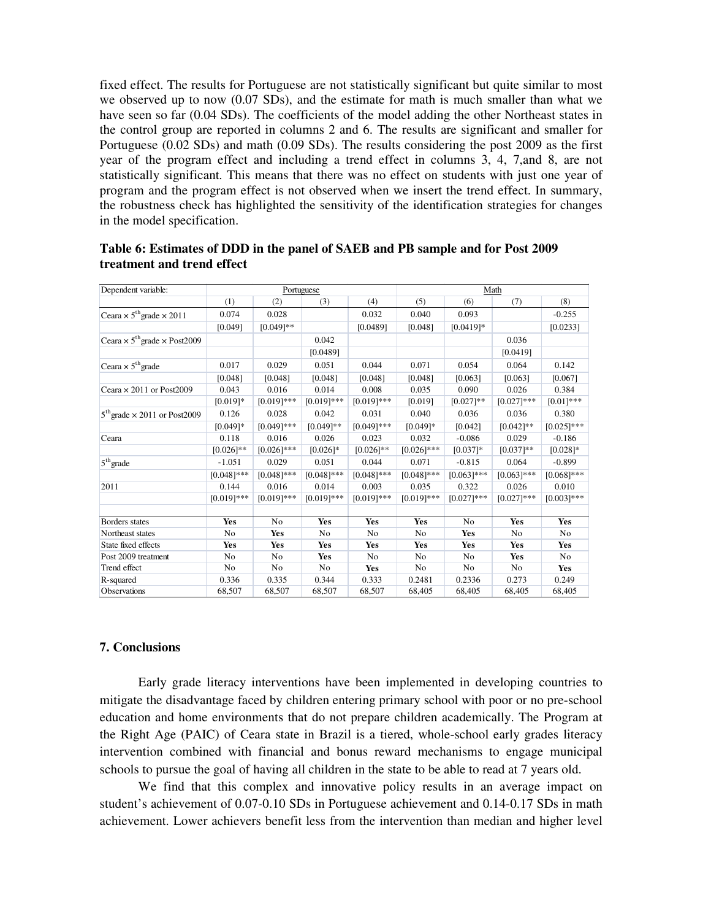fixed effect. The results for Portuguese are not statistically significant but quite similar to most we observed up to now (0.07 SDs), and the estimate for math is much smaller than what we have seen so far (0.04 SDs). The coefficients of the model adding the other Northeast states in the control group are reported in columns 2 and 6. The results are significant and smaller for Portuguese (0.02 SDs) and math (0.09 SDs). The results considering the post 2009 as the first year of the program effect and including a trend effect in columns 3, 4, 7,and 8, are not statistically significant. This means that there was no effect on students with just one year of program and the program effect is not observed when we insert the trend effect. In summary, the robustness check has highlighted the sensitivity of the identification strategies for changes in the model specification.

**Table 6: Estimates of DDD in the panel of SAEB and PB sample and for Post 2009 treatment and trend effect**

| Dependent variable: | Portuguese | | | | Math | | | |
|---|---|---|---|---|---|---|---|---|
| | (1) | (2) | (3) | (4) | (5) | (6) | (7) | (8) |
| Ceara × 5$^{th}$grade × 2011 | 0.074 | 0.028 | | 0.032 | 0.040 | 0.093 | | -0.255 |
| | [0.049] | [0.049]** | | [0.0489] | [0.048] | [0.0419]* | | [0.0233] |
| Ceara × 5$^{th}$grade × Post2009 | | | 0.042 | | | | 0.036 | |
| | | | [0.0489] | | | | [0.0419] | |
| Ceara × 5$^{th}$grade | 0.017 | 0.029 | 0.051 | 0.044 | 0.071 | 0.054 | 0.064 | 0.142 |
| | [0.048] | [0.048] | [0.048] | [0.048] | [0.048] | [0.063] | [0.063] | [0.067] |
| Ceara × 2011 or Post2009 | 0.043 | 0.016 | 0.014 | 0.008 | 0.035 | 0.090 | 0.026 | 0.384 |
| | [0.019]* | [0.019]*** | [0.019]*** | [0.019]*** | [0.019] | [0.027]** | [0.027]*** | [0.01]*** |
| 5$^{th}$grade × 2011 or Post2009 | 0.126 | 0.028 | 0.042 | 0.031 | 0.040 | 0.036 | 0.036 | 0.380 |
| | [0.049]* | [0.049]*** | [0.049]** | [0.049]*** | [0.049]* | [0.042] | [0.042]** | [0.025]*** |
| Ceara | 0.118 | 0.016 | 0.026 | 0.023 | 0.032 | -0.086 | 0.029 | -0.186 |
| | [0.026]** | [0.026]*** | [0.026]* | [0.026]** | [0.026]*** | [0.037]* | [0.037]** | [0.028]* |
| 5$^{th}$grade | -1.051 | 0.029 | 0.051 | 0.044 | 0.071 | -0.815 | 0.064 | -0.899 |
| | [0.048]*** | [0.048]*** | [0.048]*** | [0.048]*** | [0.048]*** | [0.063]*** | [0.063]*** | [0.068]*** |
| 2011 | 0.144 | 0.016 | 0.014 | 0.003 | 0.035 | 0.322 | 0.026 | 0.010 |
| | [0.019]*** | [0.019]*** | [0.019]*** | [0.019]*** | [0.019]*** | [0.027]*** | [0.027]*** | [0.003]*** |
| | | | | | | | | |
| Borders states | **Yes** | No | **Yes** | **Yes** | **Yes** | No | **Yes** | **Yes** |
| Northeast states | No | **Yes** | No | No | No | **Yes** | No | No |
| State fixed effects | **Yes** | **Yes** | **Yes** | **Yes** | **Yes** | **Yes** | **Yes** | **Yes** |
| Post 2009 treatment | No | No | **Yes** | No | No | No | **Yes** | No |
| Trend effect | No | No | No | **Yes** | No | No | No | **Yes** |
| R-squared | 0.336 | 0.335 | 0.344 | 0.333 | 0.2481 | 0.2336 | 0.273 | 0.249 |
| Observations | 68,507 | 68,507 | 68,507 | 68,507 | 68,405 | 68,405 | 68,405 | 68,405 |

## 7. Conclusions

Early grade literacy interventions have been implemented in developing countries to mitigate the disadvantage faced by children entering primary school with poor or no pre-school education and home environments that do not prepare children academically. The Program at the Right Age (PAIC) of Ceara state in Brazil is a tiered, whole-school early grades literacy intervention combined with financial and bonus reward mechanisms to engage municipal schools to pursue the goal of having all children in the state to be able to read at 7 years old.

We find that this complex and innovative policy results in an average impact on student's achievement of 0.07-0.10 SDs in Portuguese achievement and 0.14-0.17 SDs in math achievement. Lower achievers benefit less from the intervention than median and higher level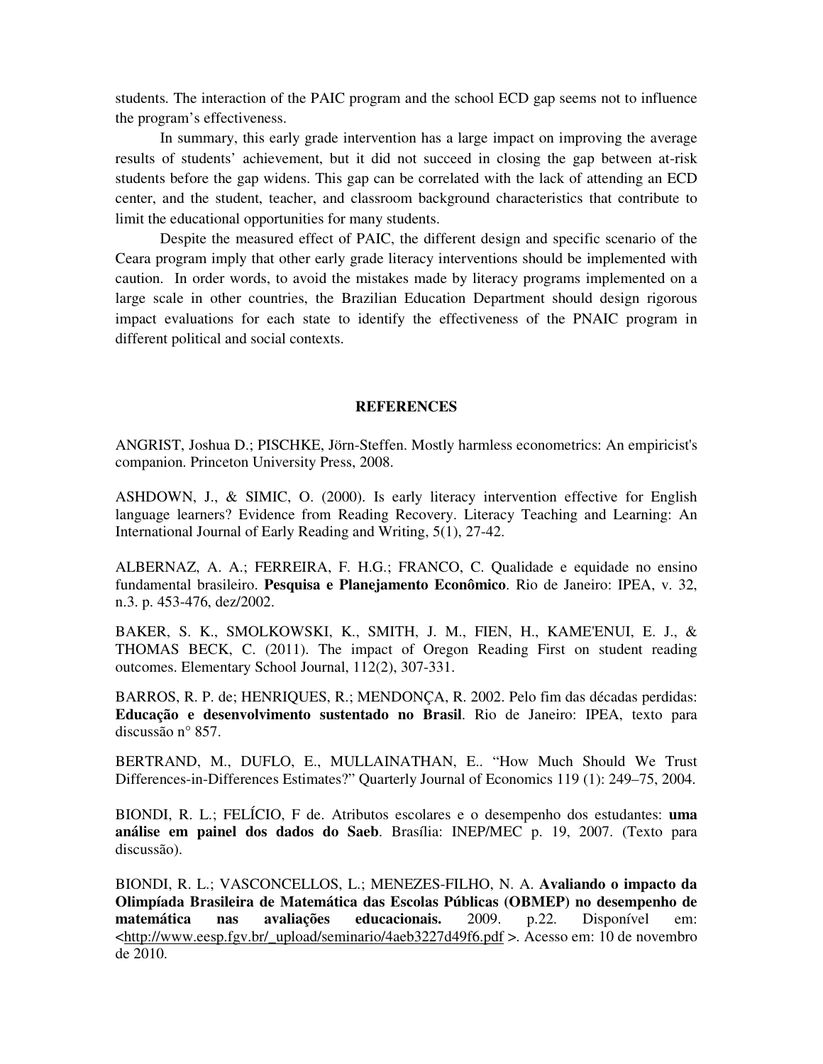students. The interaction of the PAIC program and the school ECD gap seems not to influence the program's effectiveness.

In summary, this early grade intervention has a large impact on improving the average results of students' achievement, but it did not succeed in closing the gap between at-risk students before the gap widens. This gap can be correlated with the lack of attending an ECD center, and the student, teacher, and classroom background characteristics that contribute to limit the educational opportunities for many students.

Despite the measured effect of PAIC, the different design and specific scenario of the Ceara program imply that other early grade literacy interventions should be implemented with caution. In order words, to avoid the mistakes made by literacy programs implemented on a large scale in other countries, the Brazilian Education Department should design rigorous impact evaluations for each state to identify the effectiveness of the PNAIC program in different political and social contexts.

## REFERENCES

ANGRIST, Joshua D.; PISCHKE, Jörn-Steffen. Mostly harmless econometrics: An empiricist's companion. Princeton University Press, 2008.

ASHDOWN, J., & SIMIC, O. (2000). Is early literacy intervention effective for English language learners? Evidence from Reading Recovery. Literacy Teaching and Learning: An International Journal of Early Reading and Writing, 5(1), 27-42.

ALBERNAZ, A. A.; FERREIRA, F. H.G.; FRANCO, C. Qualidade e equidade no ensino fundamental brasileiro. **Pesquisa e Planejamento Econômico**. Rio de Janeiro: IPEA, v. 32, n.3. p. 453-476, dez/2002.

BAKER, S. K., SMOLKOWSKI, K., SMITH, J. M., FIEN, H., KAME'ENUI, E. J., & THOMAS BECK, C. (2011). The impact of Oregon Reading First on student reading outcomes. Elementary School Journal, 112(2), 307-331.

BARROS, R. P. de; HENRIQUES, R.; MENDONÇA, R. 2002. Pelo fim das décadas perdidas: **Educação e desenvolvimento sustentado no Brasil**. Rio de Janeiro: IPEA, texto para discussão n° 857.

BERTRAND, M., DUFLO, E., MULLAINATHAN, E.. "How Much Should We Trust Differences-in-Differences Estimates?" Quarterly Journal of Economics 119 (1): 249–75, 2004.

BIONDI, R. L.; FELÍCIO, F de. Atributos escolares e o desempenho dos estudantes: **uma análise em painel dos dados do Saeb**. Brasília: INEP/MEC p. 19, 2007. (Texto para discussão).

BIONDI, R. L.; VASCONCELLOS, L.; MENEZES-FILHO, N. A. **Avaliando o impacto da Olimpíada Brasileira de Matemática das Escolas Públicas (OBMEP) no desempenho de matemática nas avaliações educacionais.** 2009. p.22. Disponível em: <http://www.eesp.fgv.br/_upload/seminario/4aeb3227d49f6.pdf >. Acesso em: 10 de novembro de 2010.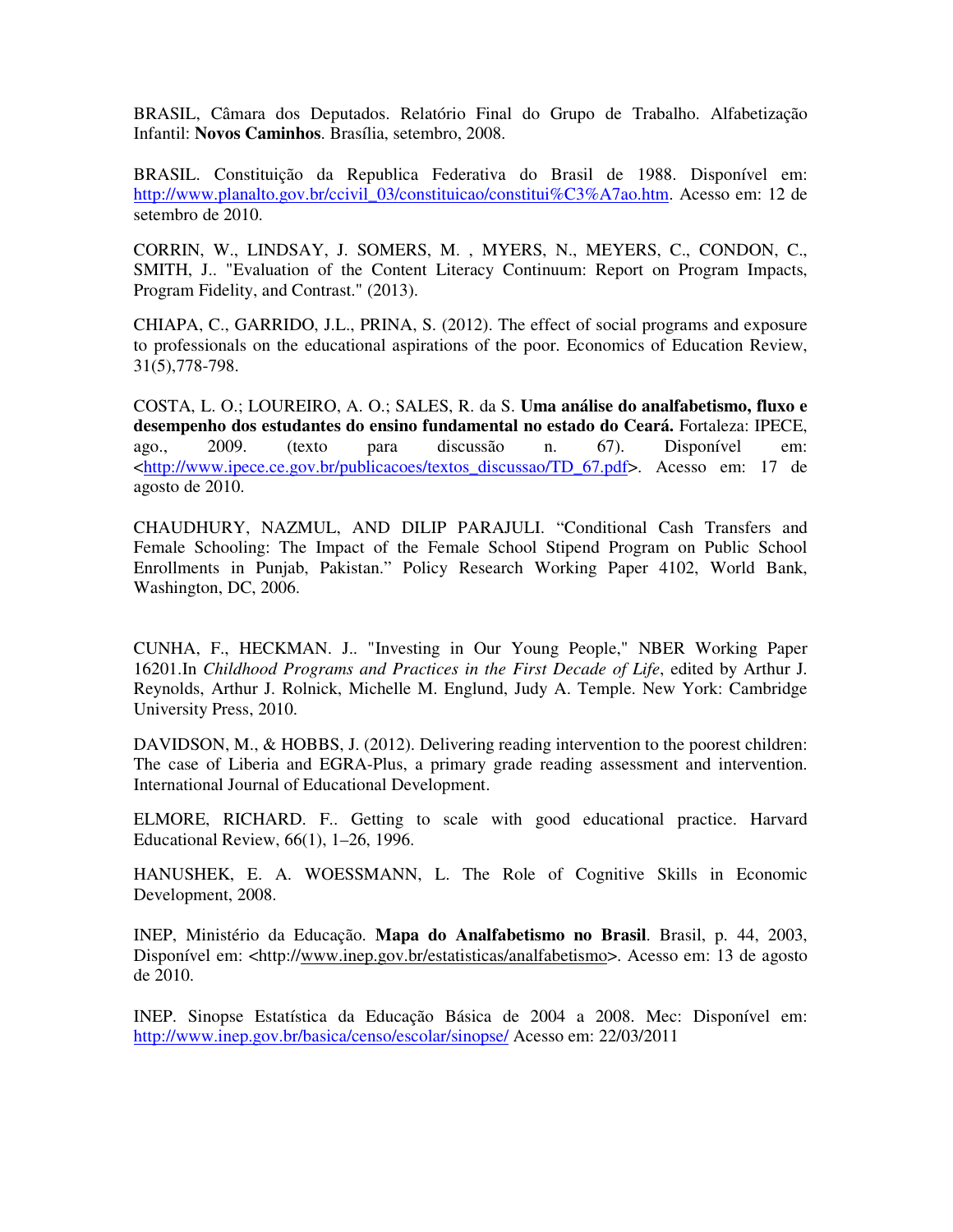BRASIL, Câmara dos Deputados. Relatório Final do Grupo de Trabalho. Alfabetização Infantil: **Novos Caminhos**. Brasília, setembro, 2008.

BRASIL. Constituição da Republica Federativa do Brasil de 1988. Disponível em: http://www.planalto.gov.br/ccivil_03/constituicao/constitui%C3%A7ao.htm. Acesso em: 12 de setembro de 2010.

CORRIN, W., LINDSAY, J. SOMERS, M. , MYERS, N., MEYERS, C., CONDON, C., SMITH, J.. "Evaluation of the Content Literacy Continuum: Report on Program Impacts, Program Fidelity, and Contrast." (2013).

CHIAPA, C., GARRIDO, J.L., PRINA, S. (2012). The effect of social programs and exposure to professionals on the educational aspirations of the poor. Economics of Education Review, 31(5),778-798.

COSTA, L. O.; LOUREIRO, A. O.; SALES, R. da S. **Uma análise do analfabetismo, fluxo e desempenho dos estudantes do ensino fundamental no estado do Ceará.** Fortaleza: IPECE, ago., 2009. (texto para discussão n. 67). Disponível em: <http://www.ipece.ce.gov.br/publicacoes/textos_discussao/TD_67.pdf>. Acesso em: 17 de agosto de 2010.

CHAUDHURY, NAZMUL, AND DILIP PARAJULI. "Conditional Cash Transfers and Female Schooling: The Impact of the Female School Stipend Program on Public School Enrollments in Punjab, Pakistan." Policy Research Working Paper 4102, World Bank, Washington, DC, 2006.

CUNHA, F., HECKMAN. J.. "Investing in Our Young People," NBER Working Paper 16201.In *Childhood Programs and Practices in the First Decade of Life*, edited by Arthur J. Reynolds, Arthur J. Rolnick, Michelle M. Englund, Judy A. Temple. New York: Cambridge University Press, 2010.

DAVIDSON, M., & HOBBS, J. (2012). Delivering reading intervention to the poorest children: The case of Liberia and EGRA-Plus, a primary grade reading assessment and intervention. International Journal of Educational Development.

ELMORE, RICHARD. F.. Getting to scale with good educational practice. Harvard Educational Review, 66(1), 1–26, 1996.

HANUSHEK, E. A. WOESSMANN, L. The Role of Cognitive Skills in Economic Development, 2008.

INEP, Ministério da Educação. **Mapa do Analfabetismo no Brasil**. Brasil, p. 44, 2003, Disponível em: <http://www.inep.gov.br/estatisticas/analfabetismo>. Acesso em: 13 de agosto de 2010.

INEP. Sinopse Estatística da Educação Básica de 2004 a 2008. Mec: Disponível em: http://www.inep.gov.br/basica/censo/escolar/sinopse/ Acesso em: 22/03/2011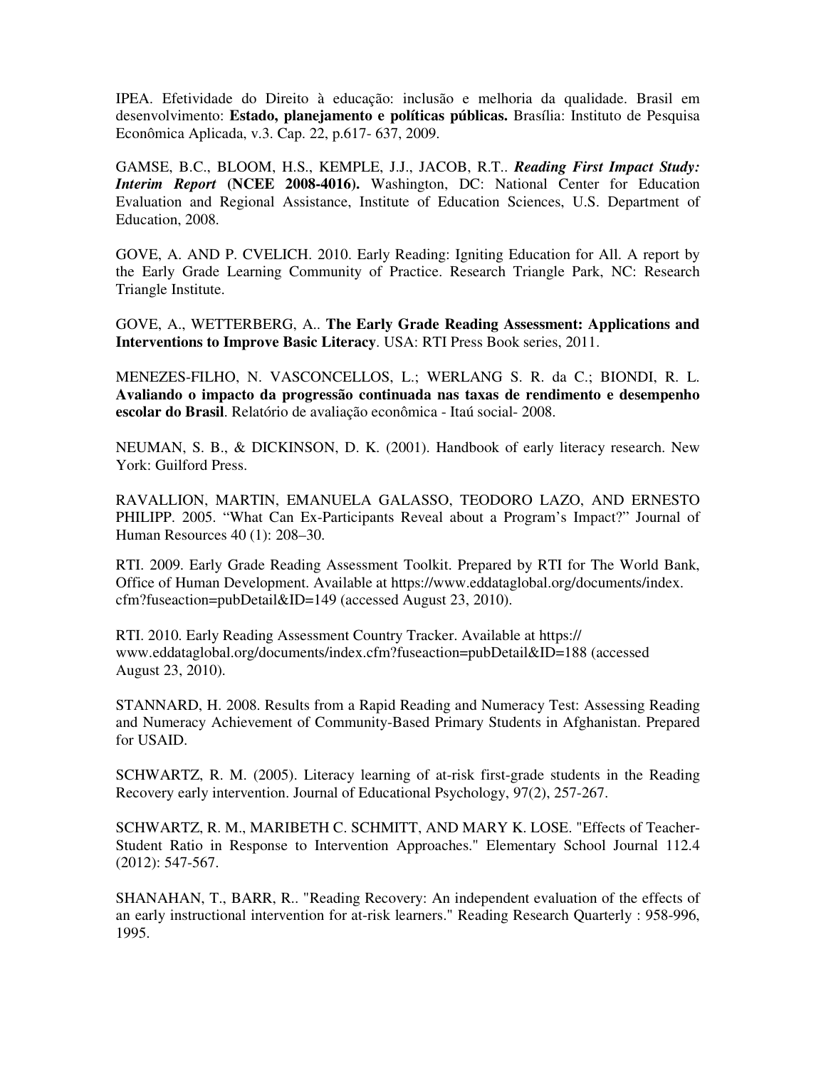IPEA. Efetividade do Direito à educação: inclusão e melhoria da qualidade. Brasil em desenvolvimento: **Estado, planejamento e políticas públicas.** Brasília: Instituto de Pesquisa Econômica Aplicada, v.3. Cap. 22, p.617- 637, 2009.

GAMSE, B.C., BLOOM, H.S., KEMPLE, J.J., JACOB, R.T.. ***Reading First Impact Study: Interim Report*** **(NCEE 2008-4016).** Washington, DC: National Center for Education Evaluation and Regional Assistance, Institute of Education Sciences, U.S. Department of Education, 2008.

GOVE, A. AND P. CVELICH. 2010. Early Reading: Igniting Education for All. A report by the Early Grade Learning Community of Practice. Research Triangle Park, NC: Research Triangle Institute.

GOVE, A., WETTERBERG, A.. **The Early Grade Reading Assessment: Applications and Interventions to Improve Basic Literacy**. USA: RTI Press Book series, 2011.

MENEZES-FILHO, N. VASCONCELLOS, L.; WERLANG S. R. da C.; BIONDI, R. L. **Avaliando o impacto da progressão continuada nas taxas de rendimento e desempenho escolar do Brasil**. Relatório de avaliação econômica - Itaú social- 2008.

NEUMAN, S. B., & DICKINSON, D. K. (2001). Handbook of early literacy research. New York: Guilford Press.

RAVALLION, MARTIN, EMANUELA GALASSO, TEODORO LAZO, AND ERNESTO PHILIPP. 2005. "What Can Ex-Participants Reveal about a Program's Impact?" Journal of Human Resources 40 (1): 208–30.

RTI. 2009. Early Grade Reading Assessment Toolkit. Prepared by RTI for The World Bank, Office of Human Development. Available at https://www.eddataglobal.org/documents/index.cfm?fuseaction=pubDetail&ID=149 (accessed August 23, 2010).

RTI. 2010. Early Reading Assessment Country Tracker. Available at https://www.eddataglobal.org/documents/index.cfm?fuseaction=pubDetail&ID=188 (accessed August 23, 2010).

STANNARD, H. 2008. Results from a Rapid Reading and Numeracy Test: Assessing Reading and Numeracy Achievement of Community-Based Primary Students in Afghanistan. Prepared for USAID.

SCHWARTZ, R. M. (2005). Literacy learning of at-risk first-grade students in the Reading Recovery early intervention. Journal of Educational Psychology, 97(2), 257-267.

SCHWARTZ, R. M., MARIBETH C. SCHMITT, AND MARY K. LOSE. "Effects of Teacher-Student Ratio in Response to Intervention Approaches." Elementary School Journal 112.4 (2012): 547-567.

SHANAHAN, T., BARR, R.. "Reading Recovery: An independent evaluation of the effects of an early instructional intervention for at-risk learners." Reading Research Quarterly : 958-996, 1995.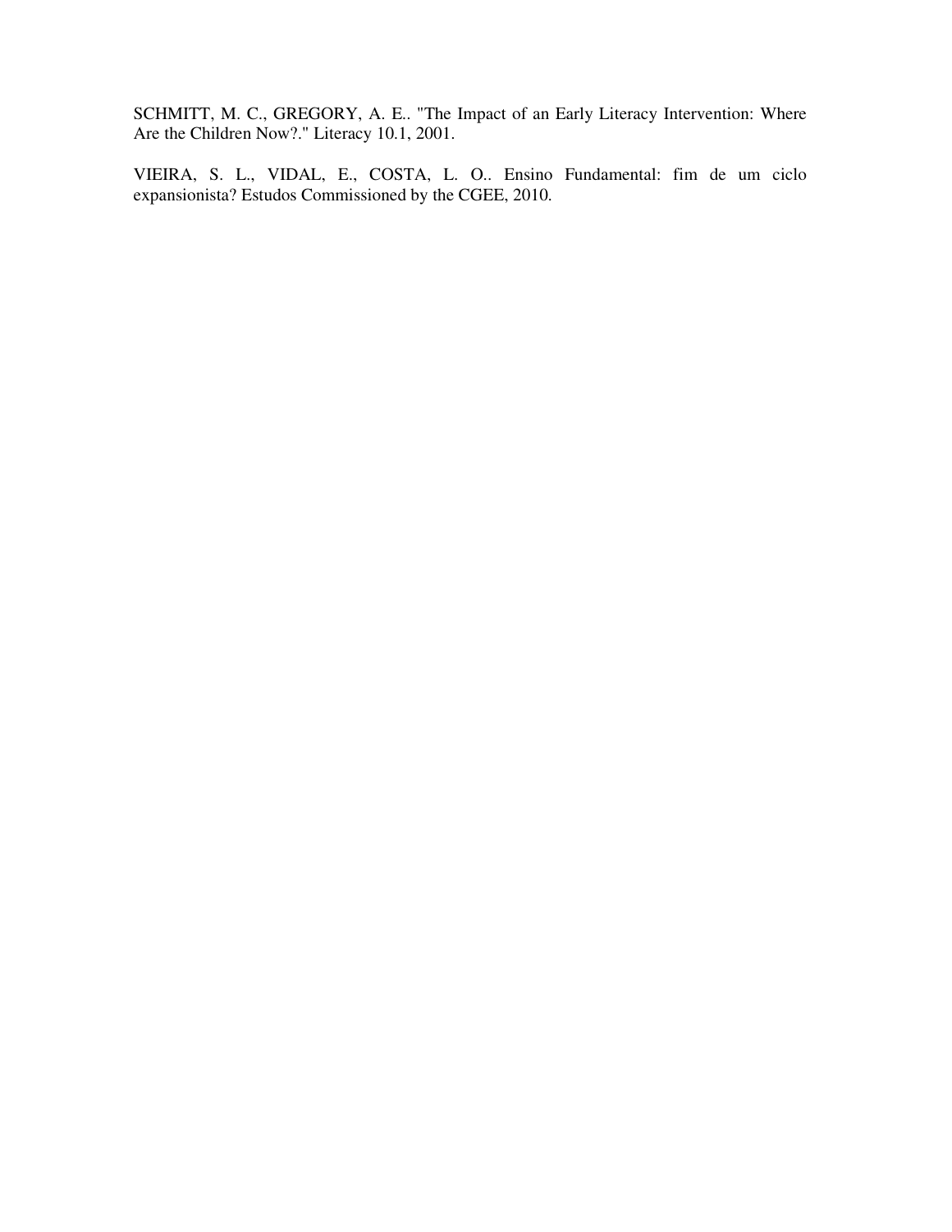SCHMITT, M. C., GREGORY, A. E.. "The Impact of an Early Literacy Intervention: Where Are the Children Now?." Literacy 10.1, 2001.

VIEIRA, S. L., VIDAL, E., COSTA, L. O.. Ensino Fundamental: fim de um ciclo expansionista? Estudos Commissioned by the CGEE, 2010.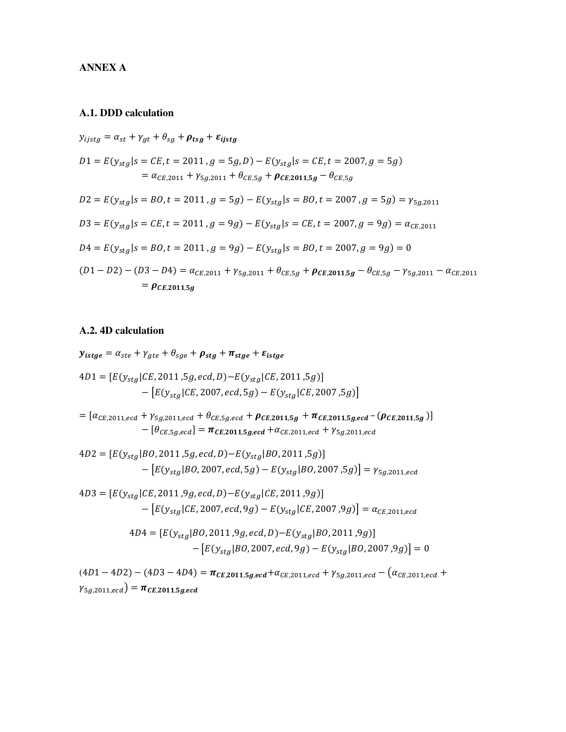**ANNEX A**

**A.1. DDD calculation**

$$y_{ijstg} = \alpha_{st} + \gamma_{gt} + \theta_{sg} + \boldsymbol{\rho_{tsg}} + \boldsymbol{\varepsilon_{ijstg}}$$

$$D1 = E(y_{stg}|s = CE, t = 2011\ , g = 5g, D) - E(y_{stg}|s = CE, t = 2007, g = 5g)$$
$$= \alpha_{CE,2011} + \gamma_{5g,2011} + \theta_{CE,5g} + \boldsymbol{\rho_{CE,2011,5g}} - \theta_{CE,5g}$$

$$D2 = E(y_{stg}|s = BO, t = 2011\ , g = 5g) - E(y_{stg}|s = BO, t = 2007\ , g = 5g) = \gamma_{5g,2011}$$

$$D3 = E(y_{stg}|s = CE, t = 2011\ , g = 9g) - E(y_{stg}|s = CE, t = 2007, g = 9g) = \alpha_{CE,2011}$$

$$D4 = E(y_{stg}|s = BO, t = 2011\ , g = 9g) - E(y_{stg}|s = BO, t = 2007, g = 9g) = 0$$

$$(D1 - D2) - (D3 - D4) = \alpha_{CE,2011} + \gamma_{5g,2011} + \theta_{CE,5g} + \boldsymbol{\rho_{CE,2011,5g}} - \theta_{CE,5g} - \gamma_{5g,2011} - \alpha_{CE,2011}$$
$$= \boldsymbol{\rho_{CE,2011,5g}}$$

**A.2. 4D calculation**

$$\boldsymbol{y_{istge}} = \alpha_{ste} + \gamma_{gte} + \theta_{sge} + \boldsymbol{\rho_{stg}} + \boldsymbol{\pi_{stge}} + \boldsymbol{\varepsilon_{istge}}$$

$$4D1 = [E(y_{stg}|CE, 2011\ ,5g, ecd, D) - E(y_{stg}|CE, 2011\ ,5g)]$$
$$- \left[E(y_{stg}|CE, 2007, ecd, 5g) - E(y_{stg}|CE, 2007\ ,5g)\right]$$

$$= [\alpha_{CE,2011,ecd} + \gamma_{5g,2011,ecd} + \theta_{CE,5g,ecd} + \boldsymbol{\rho_{CE,2011,5g}} + \boldsymbol{\pi_{CE,2011,5g,ecd}} - (\boldsymbol{\rho_{CE,2011,5g}})]$$
$$- [\theta_{CE,5g,ecd}] = \boldsymbol{\pi_{CE,2011,5g,ecd}} + \alpha_{CE,2011,ecd} + \gamma_{5g,2011,ecd}$$

$$4D2 = [E(y_{stg}|BO, 2011\ ,5g, ecd, D) - E(y_{stg}|BO, 2011\ ,5g)]$$
$$- \left[E(y_{stg}|BO, 2007, ecd, 5g) - E(y_{stg}|BO, 2007\ ,5g)\right] = \gamma_{5g,2011,ecd}$$

$$4D3 = [E(y_{stg}|CE, 2011\ ,9g, ecd, D) - E(y_{stg}|CE, 2011\ ,9g)]$$
$$- \left[E(y_{stg}|CE, 2007, ecd, 9g) - E(y_{stg}|CE, 2007\ ,9g)\right] = \alpha_{CE,2011,ecd}$$

$$4D4 = [E(y_{stg}|BO, 2011\ ,9g, ecd, D) - E(y_{stg}|BO, 2011\ ,9g)]$$
$$- \left[E(y_{stg}|BO, 2007, ecd, 9g) - E(y_{stg}|BO, 2007\ ,9g)\right] = 0$$

$$(4D1 - 4D2) - (4D3 - 4D4) = \boldsymbol{\pi_{CE,2011,5g,ecd}} + \alpha_{CE,2011,ecd} + \gamma_{5g,2011,ecd} - \left(\alpha_{CE,2011,ecd} + \gamma_{5g,2011,ecd}\right) = \boldsymbol{\pi_{CE,2011,5g,ecd}}$$